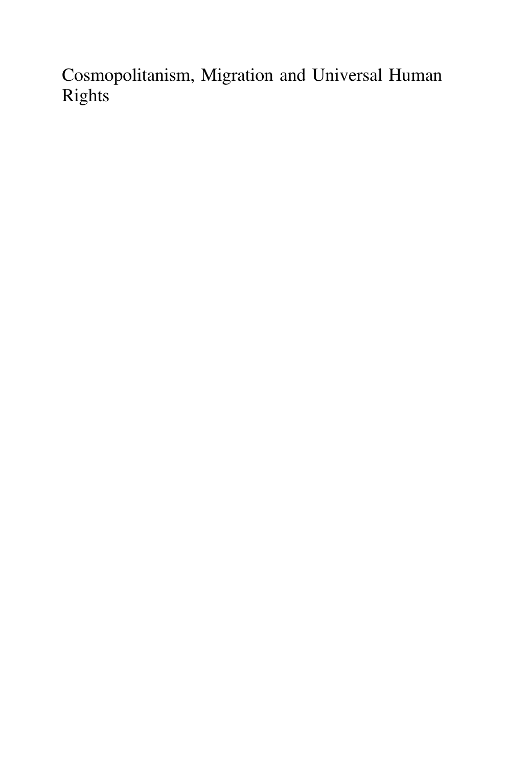Cosmopolitanism, Migration and Universal Human Rights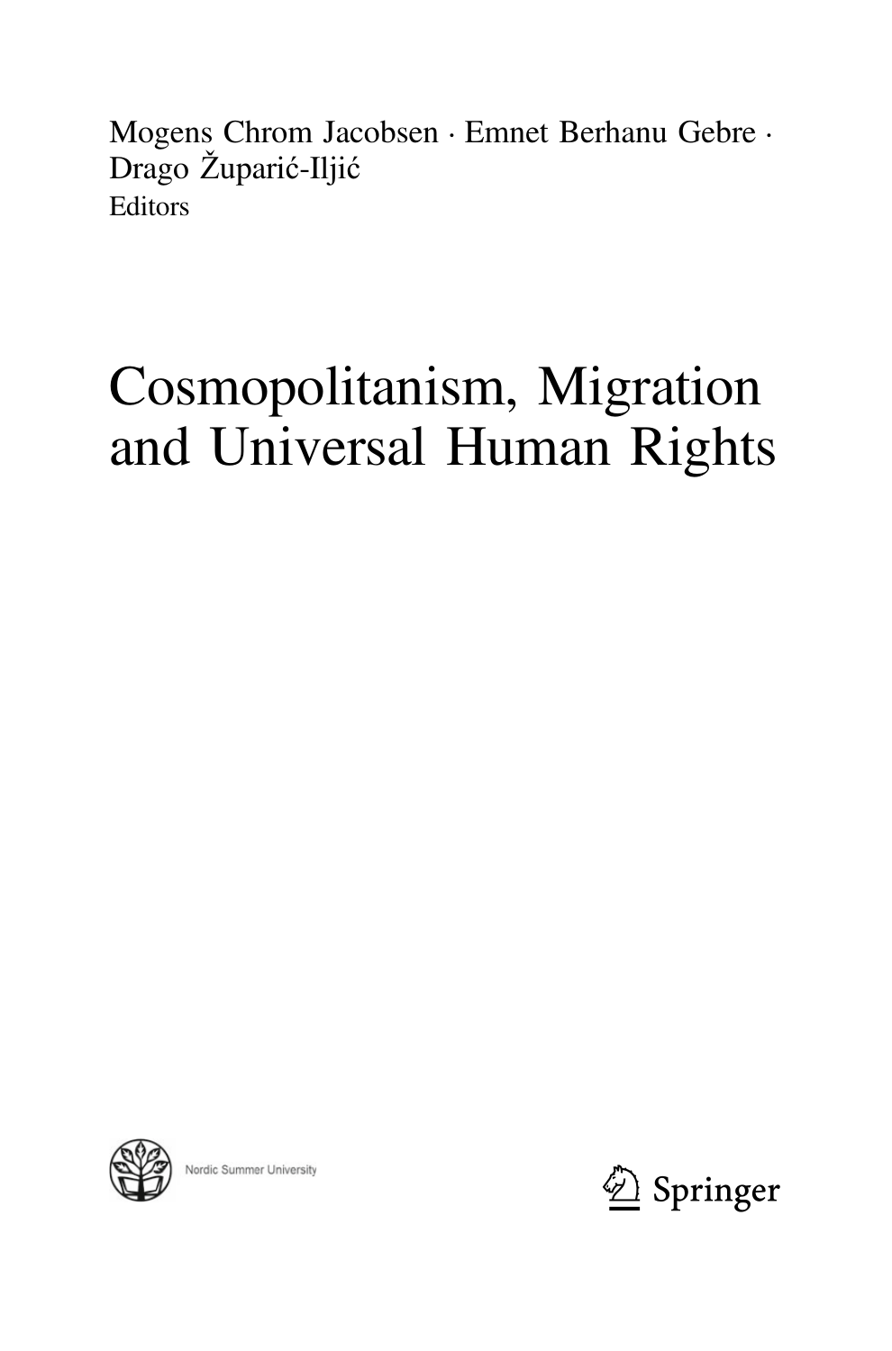Mogens Chrom Jacobsen · Emnet Berhanu Gebre · Drago Župarić-Iljić
Editors

# Cosmopolitanism, Migration and Universal Human Rights

Nordic Summer University

Springer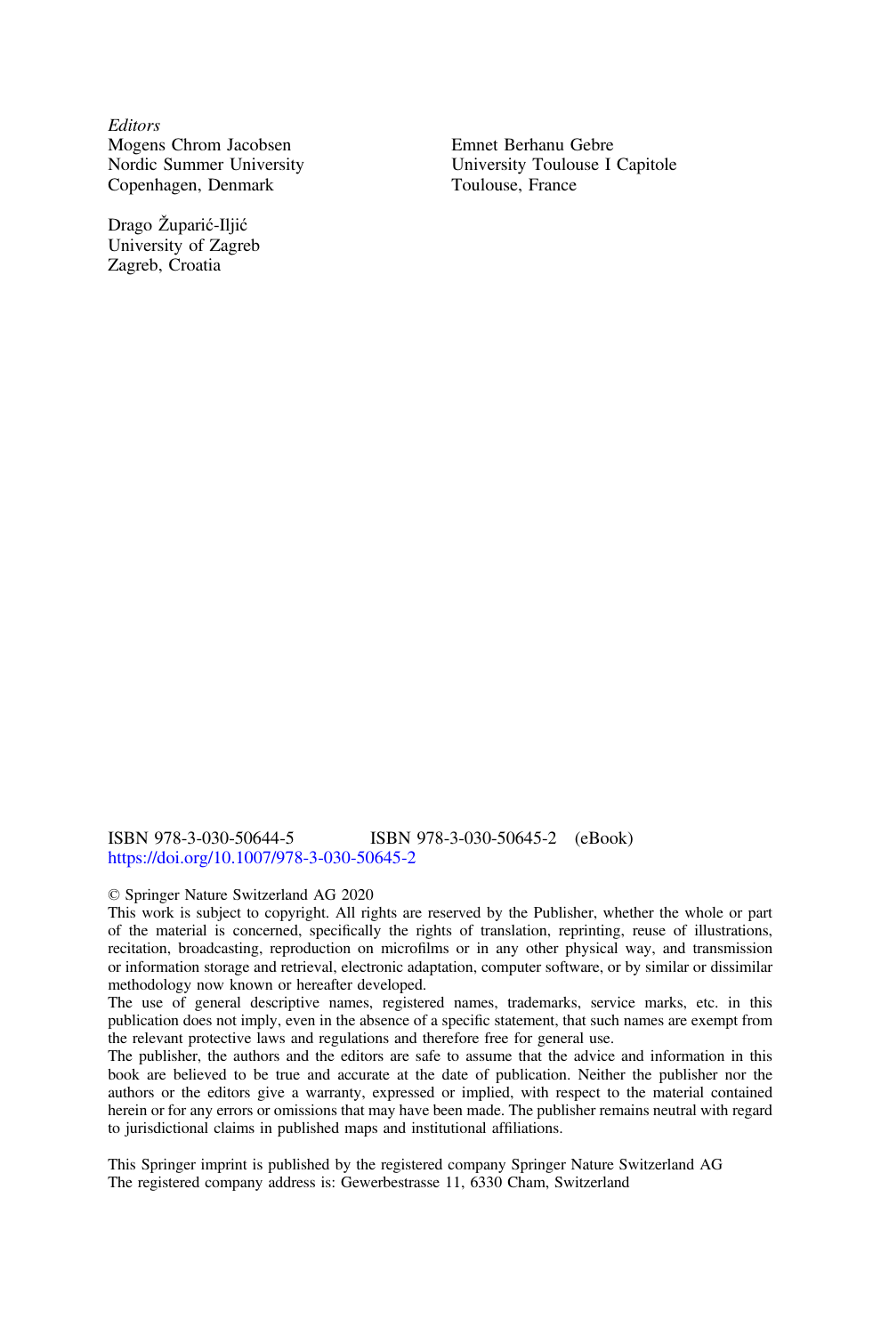*Editors*

Mogens Chrom Jacobsen
Nordic Summer University
Copenhagen, Denmark

Emnet Berhanu Gebre
University Toulouse I Capitole
Toulouse, France

Drago Župarić-Iljić
University of Zagreb
Zagreb, Croatia

ISBN 978-3-030-50644-5 ISBN 978-3-030-50645-2 (eBook)
https://doi.org/10.1007/978-3-030-50645-2

© Springer Nature Switzerland AG 2020

This work is subject to copyright. All rights are reserved by the Publisher, whether the whole or part of the material is concerned, specifically the rights of translation, reprinting, reuse of illustrations, recitation, broadcasting, reproduction on microfilms or in any other physical way, and transmission or information storage and retrieval, electronic adaptation, computer software, or by similar or dissimilar methodology now known or hereafter developed.

The use of general descriptive names, registered names, trademarks, service marks, etc. in this publication does not imply, even in the absence of a specific statement, that such names are exempt from the relevant protective laws and regulations and therefore free for general use.

The publisher, the authors and the editors are safe to assume that the advice and information in this book are believed to be true and accurate at the date of publication. Neither the publisher nor the authors or the editors give a warranty, expressed or implied, with respect to the material contained herein or for any errors or omissions that may have been made. The publisher remains neutral with regard to jurisdictional claims in published maps and institutional affiliations.

This Springer imprint is published by the registered company Springer Nature Switzerland AG
The registered company address is: Gewerbestrasse 11, 6330 Cham, Switzerland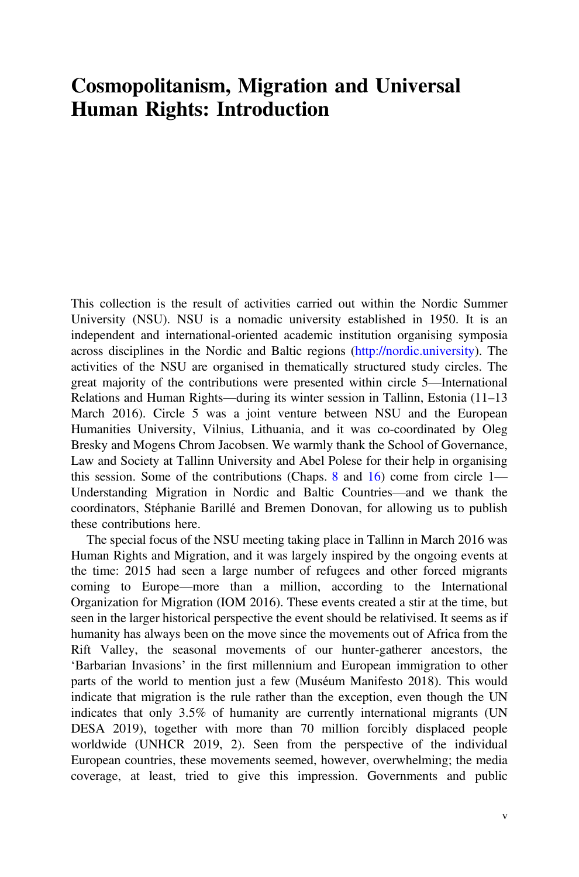# Cosmopolitanism, Migration and Universal Human Rights: Introduction

This collection is the result of activities carried out within the Nordic Summer University (NSU). NSU is a nomadic university established in 1950. It is an independent and international-oriented academic institution organising symposia across disciplines in the Nordic and Baltic regions (http://nordic.university). The activities of the NSU are organised in thematically structured study circles. The great majority of the contributions were presented within circle 5—International Relations and Human Rights—during its winter session in Tallinn, Estonia (11–13 March 2016). Circle 5 was a joint venture between NSU and the European Humanities University, Vilnius, Lithuania, and it was co-coordinated by Oleg Bresky and Mogens Chrom Jacobsen. We warmly thank the School of Governance, Law and Society at Tallinn University and Abel Polese for their help in organising this session. Some of the contributions (Chaps. 8 and 16) come from circle 1—Understanding Migration in Nordic and Baltic Countries—and we thank the coordinators, Stéphanie Barillé and Bremen Donovan, for allowing us to publish these contributions here.

The special focus of the NSU meeting taking place in Tallinn in March 2016 was Human Rights and Migration, and it was largely inspired by the ongoing events at the time: 2015 had seen a large number of refugees and other forced migrants coming to Europe—more than a million, according to the International Organization for Migration (IOM 2016). These events created a stir at the time, but seen in the larger historical perspective the event should be relativised. It seems as if humanity has always been on the move since the movements out of Africa from the Rift Valley, the seasonal movements of our hunter-gatherer ancestors, the 'Barbarian Invasions' in the first millennium and European immigration to other parts of the world to mention just a few (Muséum Manifesto 2018). This would indicate that migration is the rule rather than the exception, even though the UN indicates that only 3.5% of humanity are currently international migrants (UN DESA 2019), together with more than 70 million forcibly displaced people worldwide (UNHCR 2019, 2). Seen from the perspective of the individual European countries, these movements seemed, however, overwhelming; the media coverage, at least, tried to give this impression. Governments and public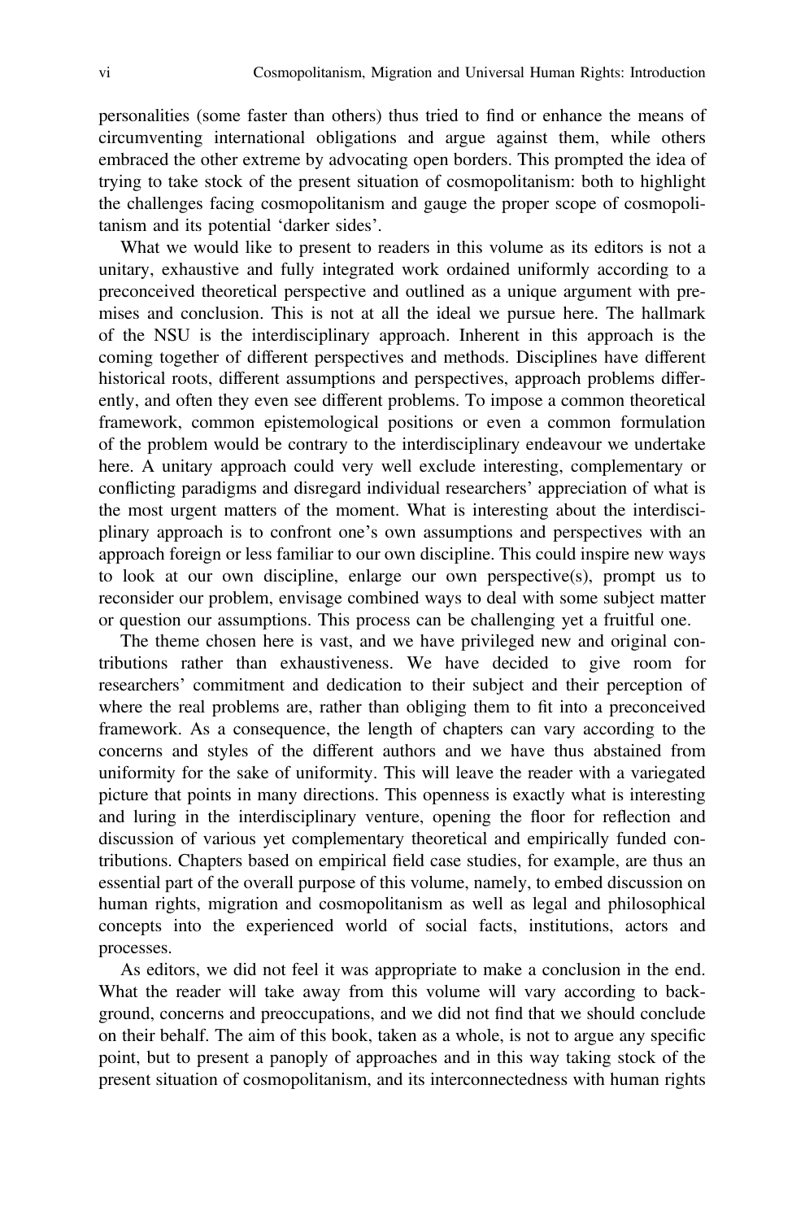personalities (some faster than others) thus tried to find or enhance the means of circumventing international obligations and argue against them, while others embraced the other extreme by advocating open borders. This prompted the idea of trying to take stock of the present situation of cosmopolitanism: both to highlight the challenges facing cosmopolitanism and gauge the proper scope of cosmopolitanism and its potential 'darker sides'.

What we would like to present to readers in this volume as its editors is not a unitary, exhaustive and fully integrated work ordained uniformly according to a preconceived theoretical perspective and outlined as a unique argument with premises and conclusion. This is not at all the ideal we pursue here. The hallmark of the NSU is the interdisciplinary approach. Inherent in this approach is the coming together of different perspectives and methods. Disciplines have different historical roots, different assumptions and perspectives, approach problems differently, and often they even see different problems. To impose a common theoretical framework, common epistemological positions or even a common formulation of the problem would be contrary to the interdisciplinary endeavour we undertake here. A unitary approach could very well exclude interesting, complementary or conflicting paradigms and disregard individual researchers' appreciation of what is the most urgent matters of the moment. What is interesting about the interdisciplinary approach is to confront one's own assumptions and perspectives with an approach foreign or less familiar to our own discipline. This could inspire new ways to look at our own discipline, enlarge our own perspective(s), prompt us to reconsider our problem, envisage combined ways to deal with some subject matter or question our assumptions. This process can be challenging yet a fruitful one.

The theme chosen here is vast, and we have privileged new and original contributions rather than exhaustiveness. We have decided to give room for researchers' commitment and dedication to their subject and their perception of where the real problems are, rather than obliging them to fit into a preconceived framework. As a consequence, the length of chapters can vary according to the concerns and styles of the different authors and we have thus abstained from uniformity for the sake of uniformity. This will leave the reader with a variegated picture that points in many directions. This openness is exactly what is interesting and luring in the interdisciplinary venture, opening the floor for reflection and discussion of various yet complementary theoretical and empirically funded contributions. Chapters based on empirical field case studies, for example, are thus an essential part of the overall purpose of this volume, namely, to embed discussion on human rights, migration and cosmopolitanism as well as legal and philosophical concepts into the experienced world of social facts, institutions, actors and processes.

As editors, we did not feel it was appropriate to make a conclusion in the end. What the reader will take away from this volume will vary according to background, concerns and preoccupations, and we did not find that we should conclude on their behalf. The aim of this book, taken as a whole, is not to argue any specific point, but to present a panoply of approaches and in this way taking stock of the present situation of cosmopolitanism, and its interconnectedness with human rights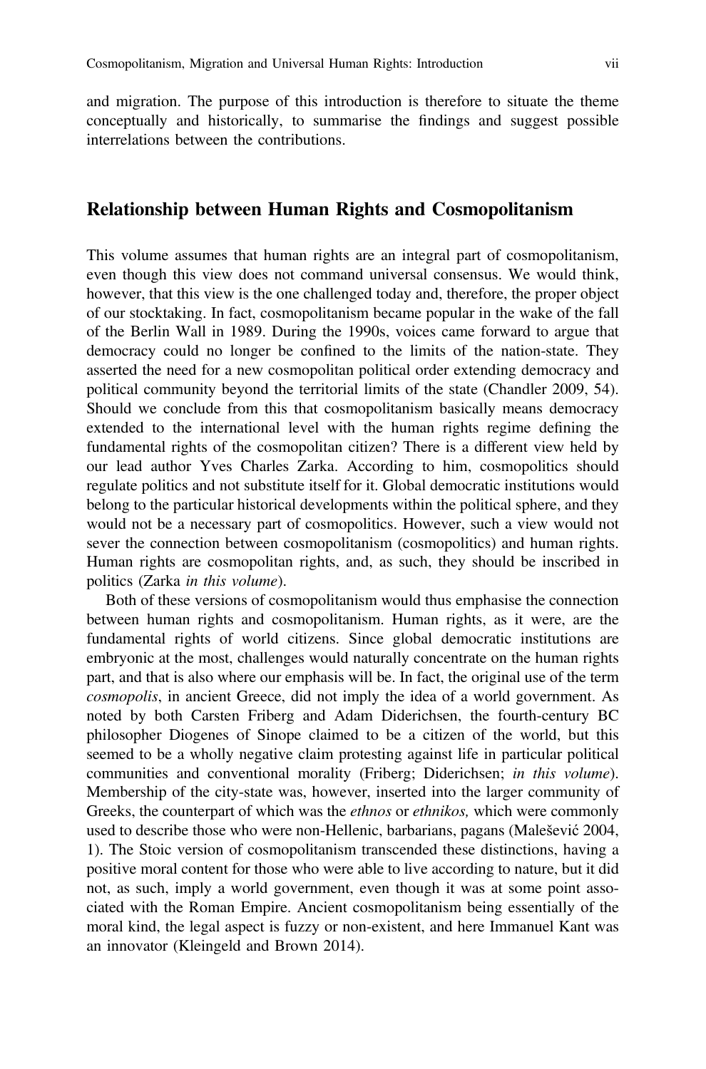and migration. The purpose of this introduction is therefore to situate the theme conceptually and historically, to summarise the findings and suggest possible interrelations between the contributions.

## Relationship between Human Rights and Cosmopolitanism

This volume assumes that human rights are an integral part of cosmopolitanism, even though this view does not command universal consensus. We would think, however, that this view is the one challenged today and, therefore, the proper object of our stocktaking. In fact, cosmopolitanism became popular in the wake of the fall of the Berlin Wall in 1989. During the 1990s, voices came forward to argue that democracy could no longer be confined to the limits of the nation-state. They asserted the need for a new cosmopolitan political order extending democracy and political community beyond the territorial limits of the state (Chandler 2009, 54). Should we conclude from this that cosmopolitanism basically means democracy extended to the international level with the human rights regime defining the fundamental rights of the cosmopolitan citizen? There is a different view held by our lead author Yves Charles Zarka. According to him, cosmopolitics should regulate politics and not substitute itself for it. Global democratic institutions would belong to the particular historical developments within the political sphere, and they would not be a necessary part of cosmopolitics. However, such a view would not sever the connection between cosmopolitanism (cosmopolitics) and human rights. Human rights are cosmopolitan rights, and, as such, they should be inscribed in politics (Zarka *in this volume*).

Both of these versions of cosmopolitanism would thus emphasise the connection between human rights and cosmopolitanism. Human rights, as it were, are the fundamental rights of world citizens. Since global democratic institutions are embryonic at the most, challenges would naturally concentrate on the human rights part, and that is also where our emphasis will be. In fact, the original use of the term *cosmopolis*, in ancient Greece, did not imply the idea of a world government. As noted by both Carsten Friberg and Adam Diderichsen, the fourth-century BC philosopher Diogenes of Sinope claimed to be a citizen of the world, but this seemed to be a wholly negative claim protesting against life in particular political communities and conventional morality (Friberg; Diderichsen; *in this volume*). Membership of the city-state was, however, inserted into the larger community of Greeks, the counterpart of which was the *ethnos* or *ethnikos,* which were commonly used to describe those who were non-Hellenic, barbarians, pagans (Malešević 2004, 1). The Stoic version of cosmopolitanism transcended these distinctions, having a positive moral content for those who were able to live according to nature, but it did not, as such, imply a world government, even though it was at some point associated with the Roman Empire. Ancient cosmopolitanism being essentially of the moral kind, the legal aspect is fuzzy or non-existent, and here Immanuel Kant was an innovator (Kleingeld and Brown 2014).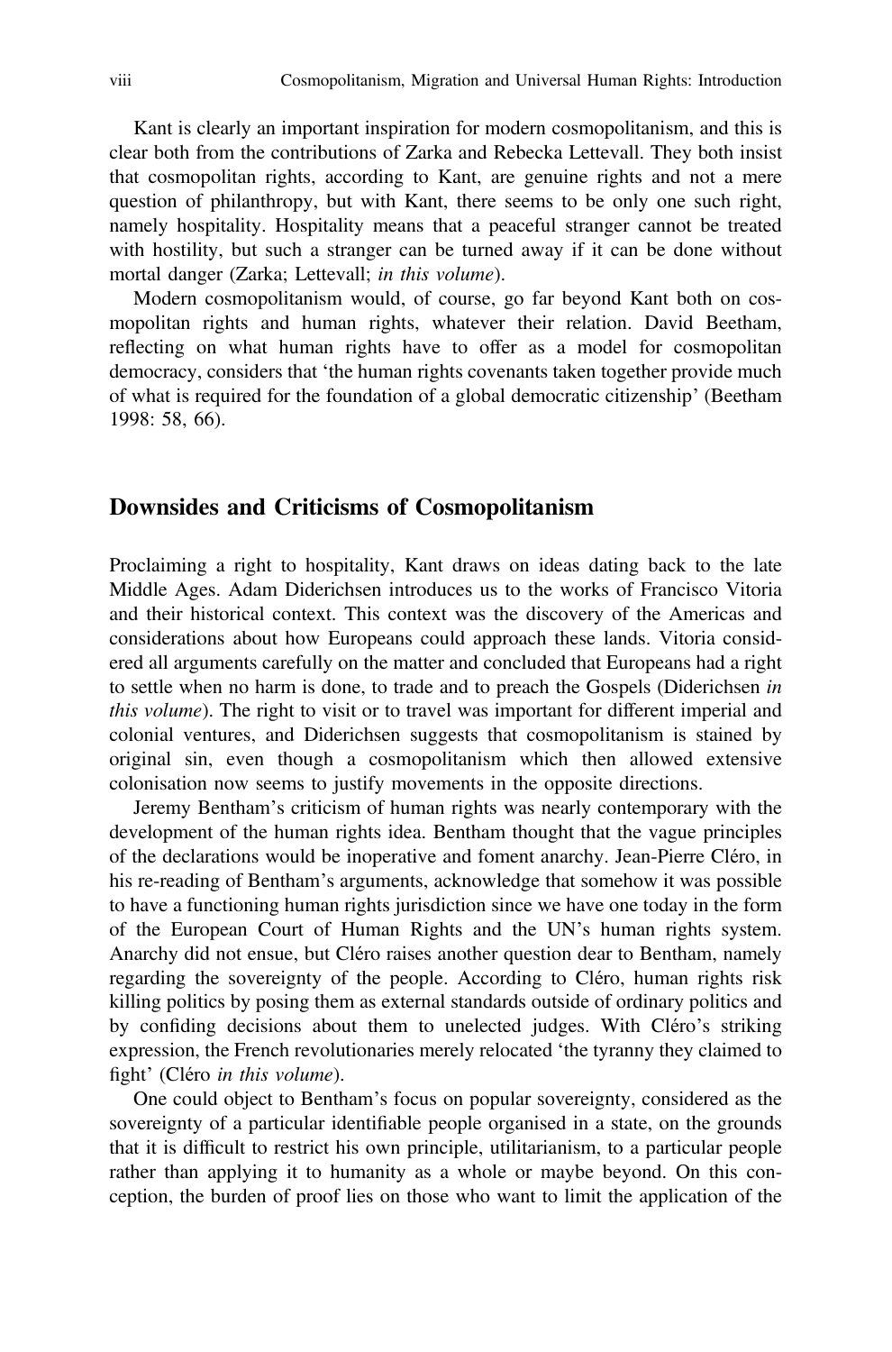Kant is clearly an important inspiration for modern cosmopolitanism, and this is clear both from the contributions of Zarka and Rebecka Lettevall. They both insist that cosmopolitan rights, according to Kant, are genuine rights and not a mere question of philanthropy, but with Kant, there seems to be only one such right, namely hospitality. Hospitality means that a peaceful stranger cannot be treated with hostility, but such a stranger can be turned away if it can be done without mortal danger (Zarka; Lettevall; *in this volume*).

Modern cosmopolitanism would, of course, go far beyond Kant both on cosmopolitan rights and human rights, whatever their relation. David Beetham, reflecting on what human rights have to offer as a model for cosmopolitan democracy, considers that 'the human rights covenants taken together provide much of what is required for the foundation of a global democratic citizenship' (Beetham 1998: 58, 66).

## Downsides and Criticisms of Cosmopolitanism

Proclaiming a right to hospitality, Kant draws on ideas dating back to the late Middle Ages. Adam Diderichsen introduces us to the works of Francisco Vitoria and their historical context. This context was the discovery of the Americas and considerations about how Europeans could approach these lands. Vitoria considered all arguments carefully on the matter and concluded that Europeans had a right to settle when no harm is done, to trade and to preach the Gospels (Diderichsen *in this volume*). The right to visit or to travel was important for different imperial and colonial ventures, and Diderichsen suggests that cosmopolitanism is stained by original sin, even though a cosmopolitanism which then allowed extensive colonisation now seems to justify movements in the opposite directions.

Jeremy Bentham's criticism of human rights was nearly contemporary with the development of the human rights idea. Bentham thought that the vague principles of the declarations would be inoperative and foment anarchy. Jean-Pierre Cléro, in his re-reading of Bentham's arguments, acknowledge that somehow it was possible to have a functioning human rights jurisdiction since we have one today in the form of the European Court of Human Rights and the UN's human rights system. Anarchy did not ensue, but Cléro raises another question dear to Bentham, namely regarding the sovereignty of the people. According to Cléro, human rights risk killing politics by posing them as external standards outside of ordinary politics and by confiding decisions about them to unelected judges. With Cléro's striking expression, the French revolutionaries merely relocated 'the tyranny they claimed to fight' (Cléro *in this volume*).

One could object to Bentham's focus on popular sovereignty, considered as the sovereignty of a particular identifiable people organised in a state, on the grounds that it is difficult to restrict his own principle, utilitarianism, to a particular people rather than applying it to humanity as a whole or maybe beyond. On this conception, the burden of proof lies on those who want to limit the application of the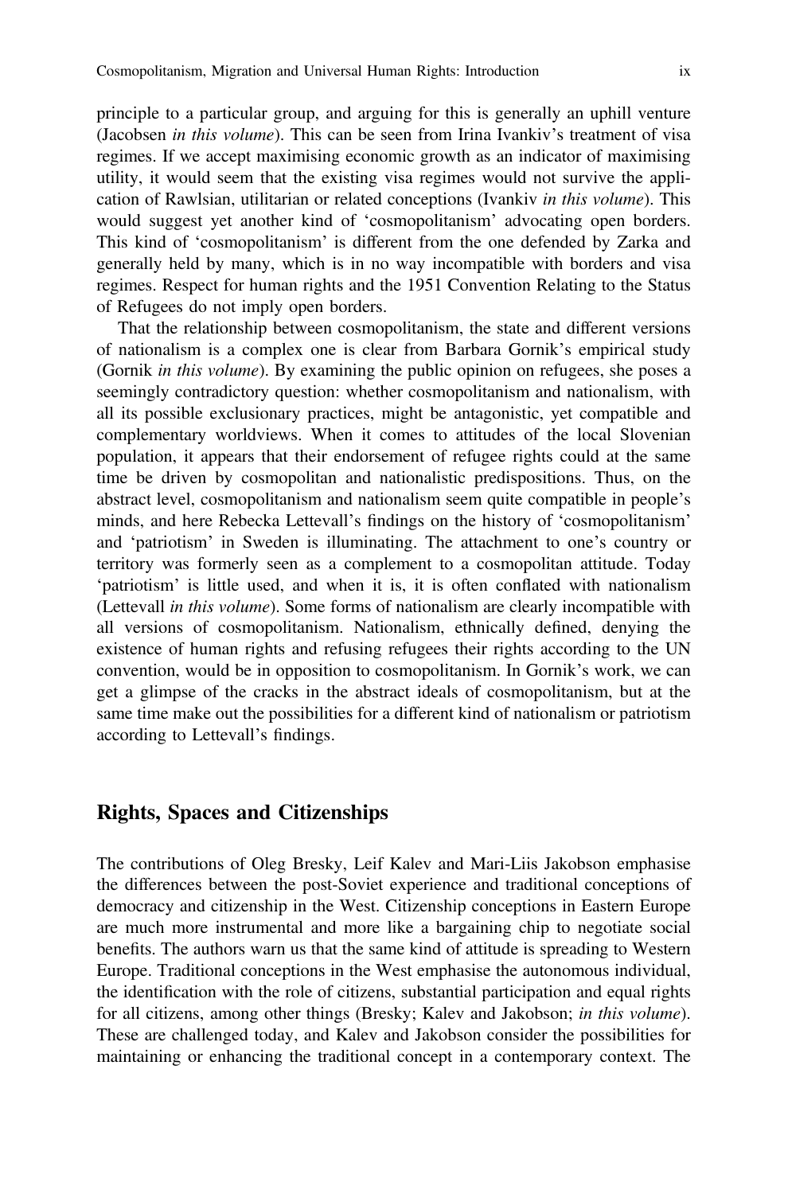principle to a particular group, and arguing for this is generally an uphill venture (Jacobsen *in this volume*). This can be seen from Irina Ivankiv's treatment of visa regimes. If we accept maximising economic growth as an indicator of maximising utility, it would seem that the existing visa regimes would not survive the application of Rawlsian, utilitarian or related conceptions (Ivankiv *in this volume*). This would suggest yet another kind of 'cosmopolitanism' advocating open borders. This kind of 'cosmopolitanism' is different from the one defended by Zarka and generally held by many, which is in no way incompatible with borders and visa regimes. Respect for human rights and the 1951 Convention Relating to the Status of Refugees do not imply open borders.

That the relationship between cosmopolitanism, the state and different versions of nationalism is a complex one is clear from Barbara Gornik's empirical study (Gornik *in this volume*). By examining the public opinion on refugees, she poses a seemingly contradictory question: whether cosmopolitanism and nationalism, with all its possible exclusionary practices, might be antagonistic, yet compatible and complementary worldviews. When it comes to attitudes of the local Slovenian population, it appears that their endorsement of refugee rights could at the same time be driven by cosmopolitan and nationalistic predispositions. Thus, on the abstract level, cosmopolitanism and nationalism seem quite compatible in people's minds, and here Rebecka Lettevall's findings on the history of 'cosmopolitanism' and 'patriotism' in Sweden is illuminating. The attachment to one's country or territory was formerly seen as a complement to a cosmopolitan attitude. Today 'patriotism' is little used, and when it is, it is often conflated with nationalism (Lettevall *in this volume*). Some forms of nationalism are clearly incompatible with all versions of cosmopolitanism. Nationalism, ethnically defined, denying the existence of human rights and refusing refugees their rights according to the UN convention, would be in opposition to cosmopolitanism. In Gornik's work, we can get a glimpse of the cracks in the abstract ideals of cosmopolitanism, but at the same time make out the possibilities for a different kind of nationalism or patriotism according to Lettevall's findings.

## Rights, Spaces and Citizenships

The contributions of Oleg Bresky, Leif Kalev and Mari-Liis Jakobson emphasise the differences between the post-Soviet experience and traditional conceptions of democracy and citizenship in the West. Citizenship conceptions in Eastern Europe are much more instrumental and more like a bargaining chip to negotiate social benefits. The authors warn us that the same kind of attitude is spreading to Western Europe. Traditional conceptions in the West emphasise the autonomous individual, the identification with the role of citizens, substantial participation and equal rights for all citizens, among other things (Bresky; Kalev and Jakobson; *in this volume*). These are challenged today, and Kalev and Jakobson consider the possibilities for maintaining or enhancing the traditional concept in a contemporary context. The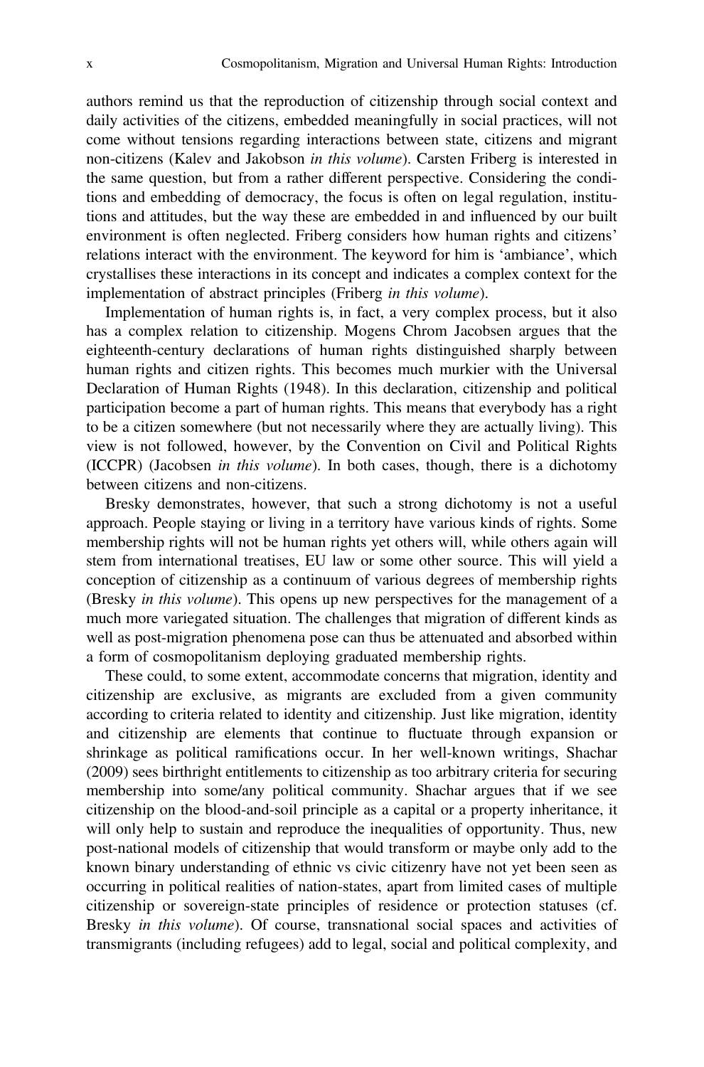authors remind us that the reproduction of citizenship through social context and daily activities of the citizens, embedded meaningfully in social practices, will not come without tensions regarding interactions between state, citizens and migrant non-citizens (Kalev and Jakobson *in this volume*). Carsten Friberg is interested in the same question, but from a rather different perspective. Considering the conditions and embedding of democracy, the focus is often on legal regulation, institutions and attitudes, but the way these are embedded in and influenced by our built environment is often neglected. Friberg considers how human rights and citizens' relations interact with the environment. The keyword for him is 'ambiance', which crystallises these interactions in its concept and indicates a complex context for the implementation of abstract principles (Friberg *in this volume*).

Implementation of human rights is, in fact, a very complex process, but it also has a complex relation to citizenship. Mogens Chrom Jacobsen argues that the eighteenth-century declarations of human rights distinguished sharply between human rights and citizen rights. This becomes much murkier with the Universal Declaration of Human Rights (1948). In this declaration, citizenship and political participation become a part of human rights. This means that everybody has a right to be a citizen somewhere (but not necessarily where they are actually living). This view is not followed, however, by the Convention on Civil and Political Rights (ICCPR) (Jacobsen *in this volume*). In both cases, though, there is a dichotomy between citizens and non-citizens.

Bresky demonstrates, however, that such a strong dichotomy is not a useful approach. People staying or living in a territory have various kinds of rights. Some membership rights will not be human rights yet others will, while others again will stem from international treatises, EU law or some other source. This will yield a conception of citizenship as a continuum of various degrees of membership rights (Bresky *in this volume*). This opens up new perspectives for the management of a much more variegated situation. The challenges that migration of different kinds as well as post-migration phenomena pose can thus be attenuated and absorbed within a form of cosmopolitanism deploying graduated membership rights.

These could, to some extent, accommodate concerns that migration, identity and citizenship are exclusive, as migrants are excluded from a given community according to criteria related to identity and citizenship. Just like migration, identity and citizenship are elements that continue to fluctuate through expansion or shrinkage as political ramifications occur. In her well-known writings, Shachar (2009) sees birthright entitlements to citizenship as too arbitrary criteria for securing membership into some/any political community. Shachar argues that if we see citizenship on the blood-and-soil principle as a capital or a property inheritance, it will only help to sustain and reproduce the inequalities of opportunity. Thus, new post-national models of citizenship that would transform or maybe only add to the known binary understanding of ethnic vs civic citizenry have not yet been seen as occurring in political realities of nation-states, apart from limited cases of multiple citizenship or sovereign-state principles of residence or protection statuses (cf. Bresky *in this volume*). Of course, transnational social spaces and activities of transmigrants (including refugees) add to legal, social and political complexity, and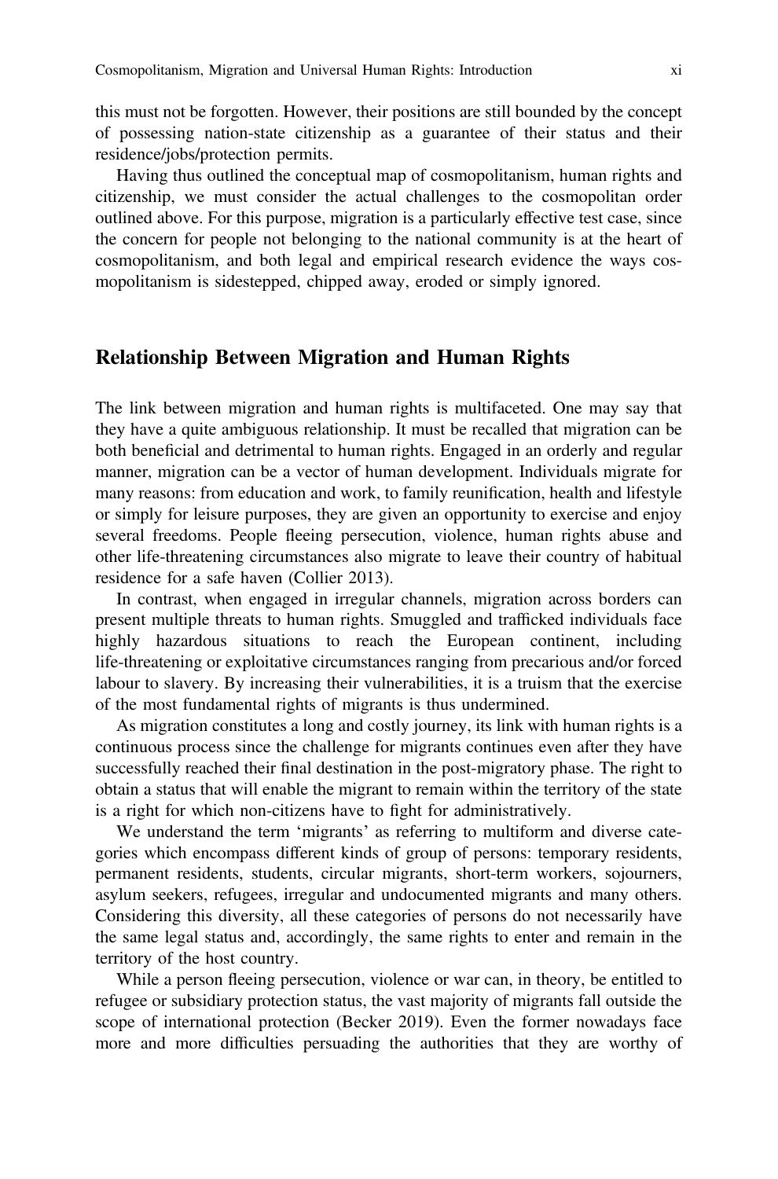this must not be forgotten. However, their positions are still bounded by the concept of possessing nation-state citizenship as a guarantee of their status and their residence/jobs/protection permits.

Having thus outlined the conceptual map of cosmopolitanism, human rights and citizenship, we must consider the actual challenges to the cosmopolitan order outlined above. For this purpose, migration is a particularly effective test case, since the concern for people not belonging to the national community is at the heart of cosmopolitanism, and both legal and empirical research evidence the ways cosmopolitanism is sidestepped, chipped away, eroded or simply ignored.

## Relationship Between Migration and Human Rights

The link between migration and human rights is multifaceted. One may say that they have a quite ambiguous relationship. It must be recalled that migration can be both beneficial and detrimental to human rights. Engaged in an orderly and regular manner, migration can be a vector of human development. Individuals migrate for many reasons: from education and work, to family reunification, health and lifestyle or simply for leisure purposes, they are given an opportunity to exercise and enjoy several freedoms. People fleeing persecution, violence, human rights abuse and other life-threatening circumstances also migrate to leave their country of habitual residence for a safe haven (Collier 2013).

In contrast, when engaged in irregular channels, migration across borders can present multiple threats to human rights. Smuggled and trafficked individuals face highly hazardous situations to reach the European continent, including life-threatening or exploitative circumstances ranging from precarious and/or forced labour to slavery. By increasing their vulnerabilities, it is a truism that the exercise of the most fundamental rights of migrants is thus undermined.

As migration constitutes a long and costly journey, its link with human rights is a continuous process since the challenge for migrants continues even after they have successfully reached their final destination in the post-migratory phase. The right to obtain a status that will enable the migrant to remain within the territory of the state is a right for which non-citizens have to fight for administratively.

We understand the term 'migrants' as referring to multiform and diverse categories which encompass different kinds of group of persons: temporary residents, permanent residents, students, circular migrants, short-term workers, sojourners, asylum seekers, refugees, irregular and undocumented migrants and many others. Considering this diversity, all these categories of persons do not necessarily have the same legal status and, accordingly, the same rights to enter and remain in the territory of the host country.

While a person fleeing persecution, violence or war can, in theory, be entitled to refugee or subsidiary protection status, the vast majority of migrants fall outside the scope of international protection (Becker 2019). Even the former nowadays face more and more difficulties persuading the authorities that they are worthy of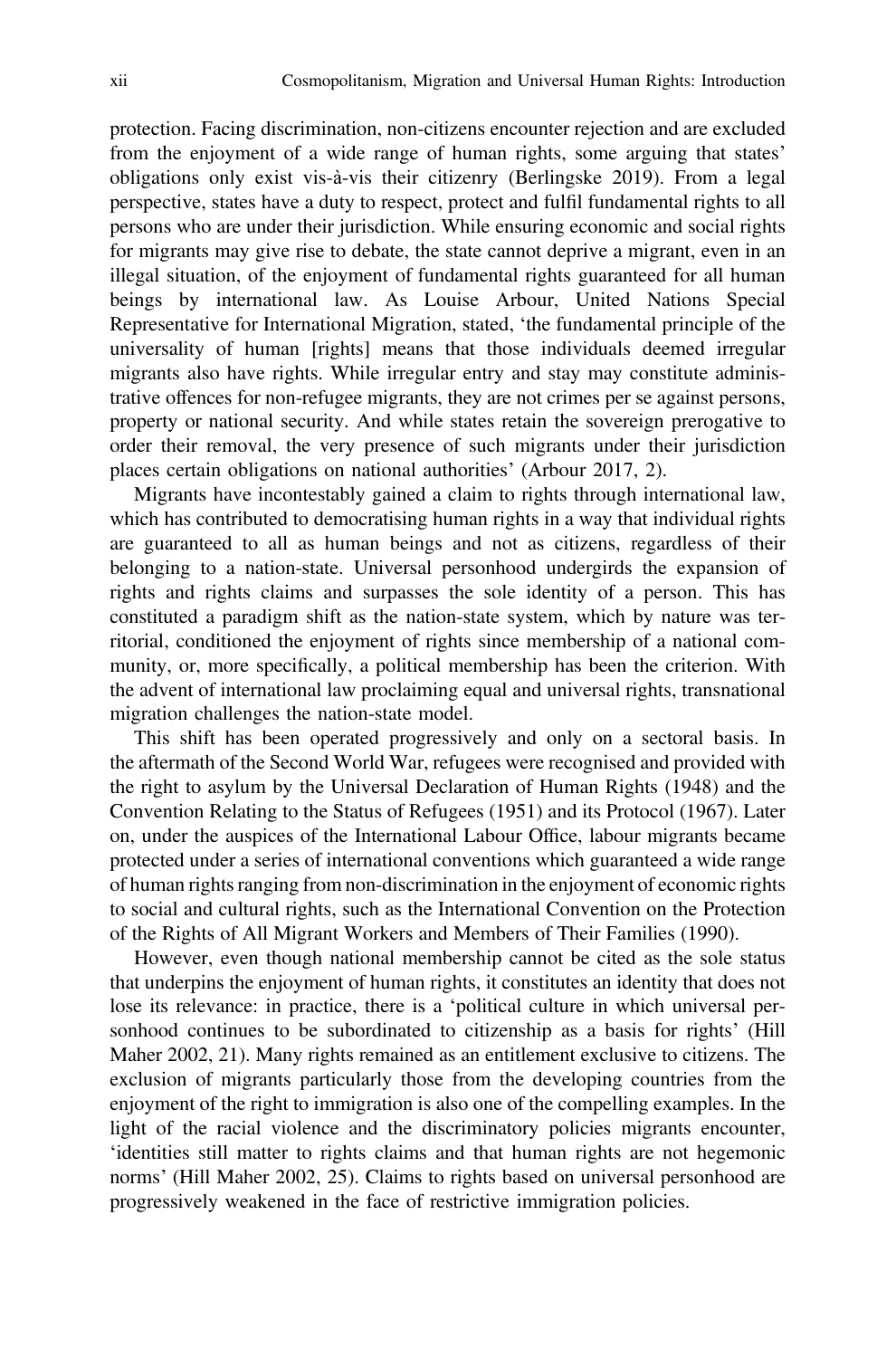protection. Facing discrimination, non-citizens encounter rejection and are excluded from the enjoyment of a wide range of human rights, some arguing that states' obligations only exist vis-à-vis their citizenry (Berlingske 2019). From a legal perspective, states have a duty to respect, protect and fulfil fundamental rights to all persons who are under their jurisdiction. While ensuring economic and social rights for migrants may give rise to debate, the state cannot deprive a migrant, even in an illegal situation, of the enjoyment of fundamental rights guaranteed for all human beings by international law. As Louise Arbour, United Nations Special Representative for International Migration, stated, 'the fundamental principle of the universality of human [rights] means that those individuals deemed irregular migrants also have rights. While irregular entry and stay may constitute administrative offences for non-refugee migrants, they are not crimes per se against persons, property or national security. And while states retain the sovereign prerogative to order their removal, the very presence of such migrants under their jurisdiction places certain obligations on national authorities' (Arbour 2017, 2).

Migrants have incontestably gained a claim to rights through international law, which has contributed to democratising human rights in a way that individual rights are guaranteed to all as human beings and not as citizens, regardless of their belonging to a nation-state. Universal personhood undergirds the expansion of rights and rights claims and surpasses the sole identity of a person. This has constituted a paradigm shift as the nation-state system, which by nature was territorial, conditioned the enjoyment of rights since membership of a national community, or, more specifically, a political membership has been the criterion. With the advent of international law proclaiming equal and universal rights, transnational migration challenges the nation-state model.

This shift has been operated progressively and only on a sectoral basis. In the aftermath of the Second World War, refugees were recognised and provided with the right to asylum by the Universal Declaration of Human Rights (1948) and the Convention Relating to the Status of Refugees (1951) and its Protocol (1967). Later on, under the auspices of the International Labour Office, labour migrants became protected under a series of international conventions which guaranteed a wide range of human rights ranging from non-discrimination in the enjoyment of economic rights to social and cultural rights, such as the International Convention on the Protection of the Rights of All Migrant Workers and Members of Their Families (1990).

However, even though national membership cannot be cited as the sole status that underpins the enjoyment of human rights, it constitutes an identity that does not lose its relevance: in practice, there is a 'political culture in which universal personhood continues to be subordinated to citizenship as a basis for rights' (Hill Maher 2002, 21). Many rights remained as an entitlement exclusive to citizens. The exclusion of migrants particularly those from the developing countries from the enjoyment of the right to immigration is also one of the compelling examples. In the light of the racial violence and the discriminatory policies migrants encounter, 'identities still matter to rights claims and that human rights are not hegemonic norms' (Hill Maher 2002, 25). Claims to rights based on universal personhood are progressively weakened in the face of restrictive immigration policies.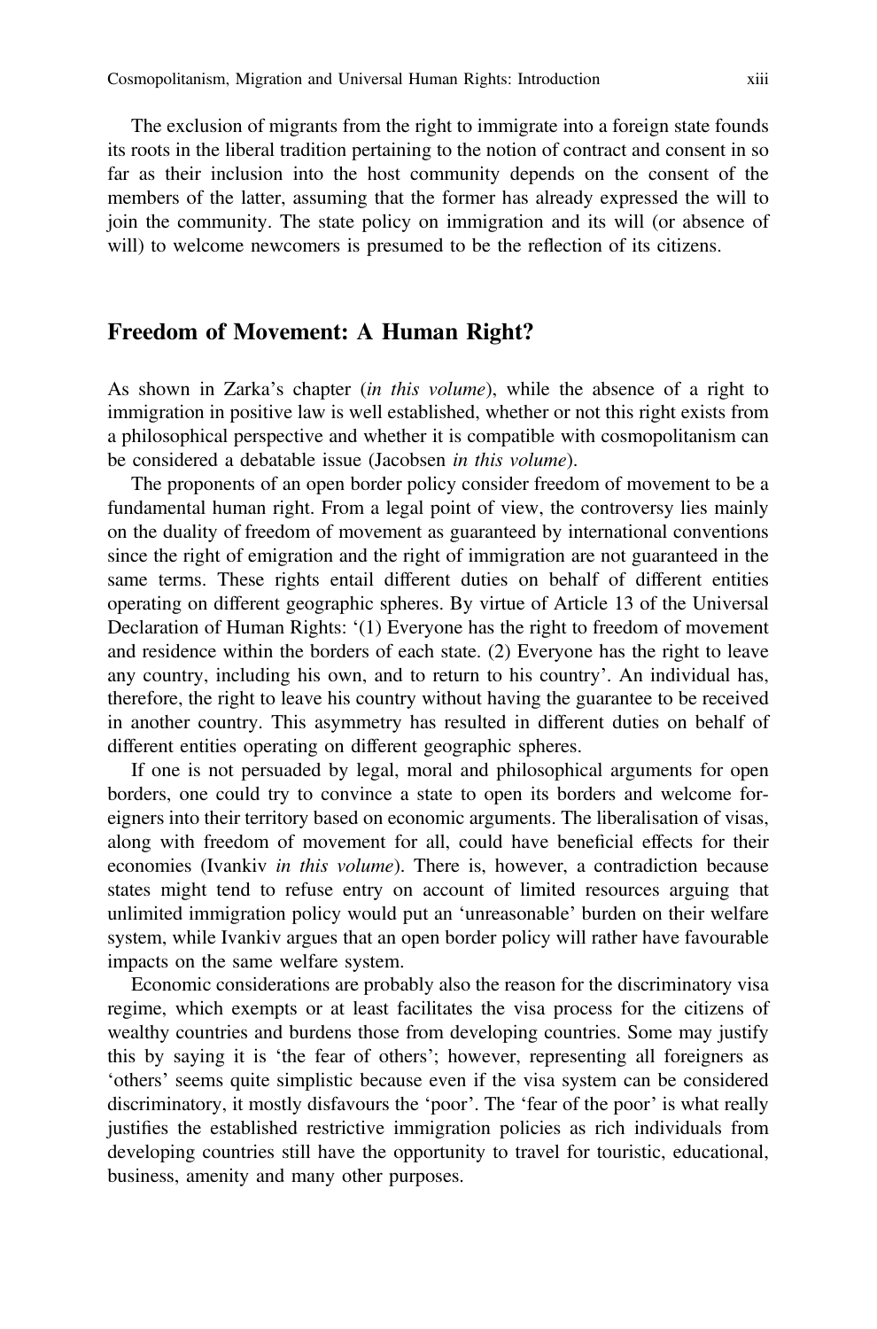The exclusion of migrants from the right to immigrate into a foreign state founds its roots in the liberal tradition pertaining to the notion of contract and consent in so far as their inclusion into the host community depends on the consent of the members of the latter, assuming that the former has already expressed the will to join the community. The state policy on immigration and its will (or absence of will) to welcome newcomers is presumed to be the reflection of its citizens.

## Freedom of Movement: A Human Right?

As shown in Zarka's chapter (*in this volume*), while the absence of a right to immigration in positive law is well established, whether or not this right exists from a philosophical perspective and whether it is compatible with cosmopolitanism can be considered a debatable issue (Jacobsen *in this volume*).

The proponents of an open border policy consider freedom of movement to be a fundamental human right. From a legal point of view, the controversy lies mainly on the duality of freedom of movement as guaranteed by international conventions since the right of emigration and the right of immigration are not guaranteed in the same terms. These rights entail different duties on behalf of different entities operating on different geographic spheres. By virtue of Article 13 of the Universal Declaration of Human Rights: '(1) Everyone has the right to freedom of movement and residence within the borders of each state. (2) Everyone has the right to leave any country, including his own, and to return to his country'. An individual has, therefore, the right to leave his country without having the guarantee to be received in another country. This asymmetry has resulted in different duties on behalf of different entities operating on different geographic spheres.

If one is not persuaded by legal, moral and philosophical arguments for open borders, one could try to convince a state to open its borders and welcome foreigners into their territory based on economic arguments. The liberalisation of visas, along with freedom of movement for all, could have beneficial effects for their economies (Ivankiv *in this volume*). There is, however, a contradiction because states might tend to refuse entry on account of limited resources arguing that unlimited immigration policy would put an 'unreasonable' burden on their welfare system, while Ivankiv argues that an open border policy will rather have favourable impacts on the same welfare system.

Economic considerations are probably also the reason for the discriminatory visa regime, which exempts or at least facilitates the visa process for the citizens of wealthy countries and burdens those from developing countries. Some may justify this by saying it is 'the fear of others'; however, representing all foreigners as 'others' seems quite simplistic because even if the visa system can be considered discriminatory, it mostly disfavours the 'poor'. The 'fear of the poor' is what really justifies the established restrictive immigration policies as rich individuals from developing countries still have the opportunity to travel for touristic, educational, business, amenity and many other purposes.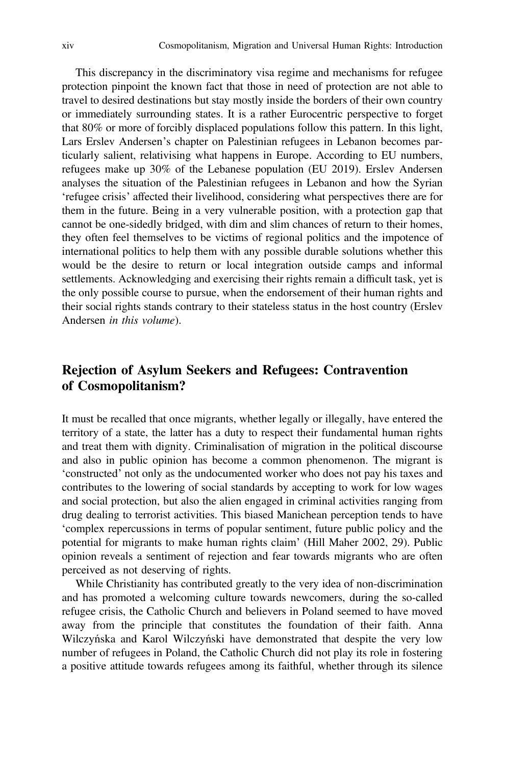This discrepancy in the discriminatory visa regime and mechanisms for refugee protection pinpoint the known fact that those in need of protection are not able to travel to desired destinations but stay mostly inside the borders of their own country or immediately surrounding states. It is a rather Eurocentric perspective to forget that 80% or more of forcibly displaced populations follow this pattern. In this light, Lars Erslev Andersen's chapter on Palestinian refugees in Lebanon becomes particularly salient, relativising what happens in Europe. According to EU numbers, refugees make up 30% of the Lebanese population (EU 2019). Erslev Andersen analyses the situation of the Palestinian refugees in Lebanon and how the Syrian 'refugee crisis' affected their livelihood, considering what perspectives there are for them in the future. Being in a very vulnerable position, with a protection gap that cannot be one-sidedly bridged, with dim and slim chances of return to their homes, they often feel themselves to be victims of regional politics and the impotence of international politics to help them with any possible durable solutions whether this would be the desire to return or local integration outside camps and informal settlements. Acknowledging and exercising their rights remain a difficult task, yet is the only possible course to pursue, when the endorsement of their human rights and their social rights stands contrary to their stateless status in the host country (Erslev Andersen *in this volume*).

## Rejection of Asylum Seekers and Refugees: Contravention of Cosmopolitanism?

It must be recalled that once migrants, whether legally or illegally, have entered the territory of a state, the latter has a duty to respect their fundamental human rights and treat them with dignity. Criminalisation of migration in the political discourse and also in public opinion has become a common phenomenon. The migrant is 'constructed' not only as the undocumented worker who does not pay his taxes and contributes to the lowering of social standards by accepting to work for low wages and social protection, but also the alien engaged in criminal activities ranging from drug dealing to terrorist activities. This biased Manichean perception tends to have 'complex repercussions in terms of popular sentiment, future public policy and the potential for migrants to make human rights claim' (Hill Maher 2002, 29). Public opinion reveals a sentiment of rejection and fear towards migrants who are often perceived as not deserving of rights.

While Christianity has contributed greatly to the very idea of non-discrimination and has promoted a welcoming culture towards newcomers, during the so-called refugee crisis, the Catholic Church and believers in Poland seemed to have moved away from the principle that constitutes the foundation of their faith. Anna Wilczyńska and Karol Wilczyński have demonstrated that despite the very low number of refugees in Poland, the Catholic Church did not play its role in fostering a positive attitude towards refugees among its faithful, whether through its silence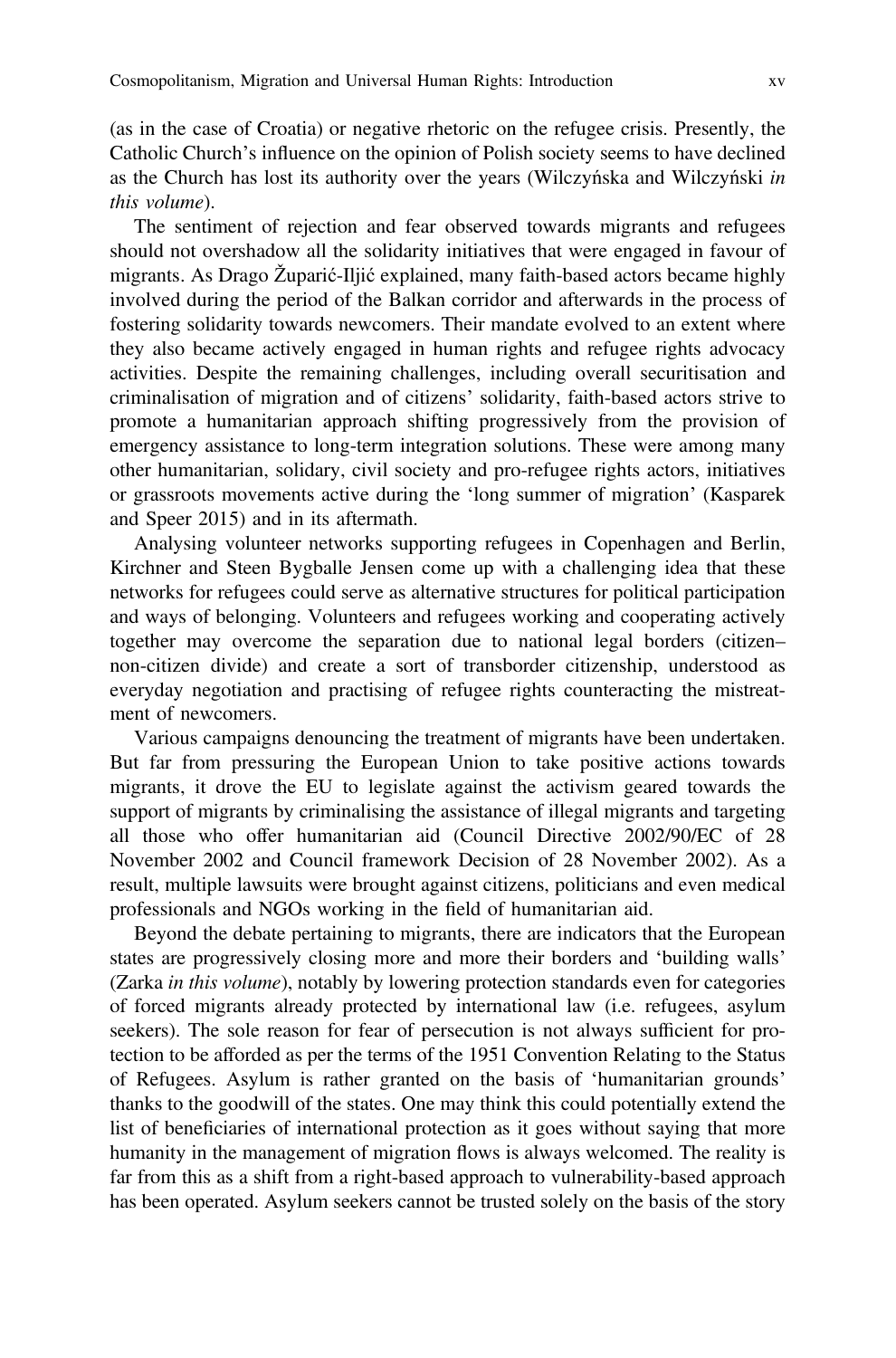(as in the case of Croatia) or negative rhetoric on the refugee crisis. Presently, the Catholic Church's influence on the opinion of Polish society seems to have declined as the Church has lost its authority over the years (Wilczyńska and Wilczyński *in this volume*).

The sentiment of rejection and fear observed towards migrants and refugees should not overshadow all the solidarity initiatives that were engaged in favour of migrants. As Drago Župarić-Iljić explained, many faith-based actors became highly involved during the period of the Balkan corridor and afterwards in the process of fostering solidarity towards newcomers. Their mandate evolved to an extent where they also became actively engaged in human rights and refugee rights advocacy activities. Despite the remaining challenges, including overall securitisation and criminalisation of migration and of citizens' solidarity, faith-based actors strive to promote a humanitarian approach shifting progressively from the provision of emergency assistance to long-term integration solutions. These were among many other humanitarian, solidary, civil society and pro-refugee rights actors, initiatives or grassroots movements active during the 'long summer of migration' (Kasparek and Speer 2015) and in its aftermath.

Analysing volunteer networks supporting refugees in Copenhagen and Berlin, Kirchner and Steen Bygballe Jensen come up with a challenging idea that these networks for refugees could serve as alternative structures for political participation and ways of belonging. Volunteers and refugees working and cooperating actively together may overcome the separation due to national legal borders (citizen–non-citizen divide) and create a sort of transborder citizenship, understood as everyday negotiation and practising of refugee rights counteracting the mistreatment of newcomers.

Various campaigns denouncing the treatment of migrants have been undertaken. But far from pressuring the European Union to take positive actions towards migrants, it drove the EU to legislate against the activism geared towards the support of migrants by criminalising the assistance of illegal migrants and targeting all those who offer humanitarian aid (Council Directive 2002/90/EC of 28 November 2002 and Council framework Decision of 28 November 2002). As a result, multiple lawsuits were brought against citizens, politicians and even medical professionals and NGOs working in the field of humanitarian aid.

Beyond the debate pertaining to migrants, there are indicators that the European states are progressively closing more and more their borders and 'building walls' (Zarka *in this volume*), notably by lowering protection standards even for categories of forced migrants already protected by international law (i.e. refugees, asylum seekers). The sole reason for fear of persecution is not always sufficient for protection to be afforded as per the terms of the 1951 Convention Relating to the Status of Refugees. Asylum is rather granted on the basis of 'humanitarian grounds' thanks to the goodwill of the states. One may think this could potentially extend the list of beneficiaries of international protection as it goes without saying that more humanity in the management of migration flows is always welcomed. The reality is far from this as a shift from a right-based approach to vulnerability-based approach has been operated. Asylum seekers cannot be trusted solely on the basis of the story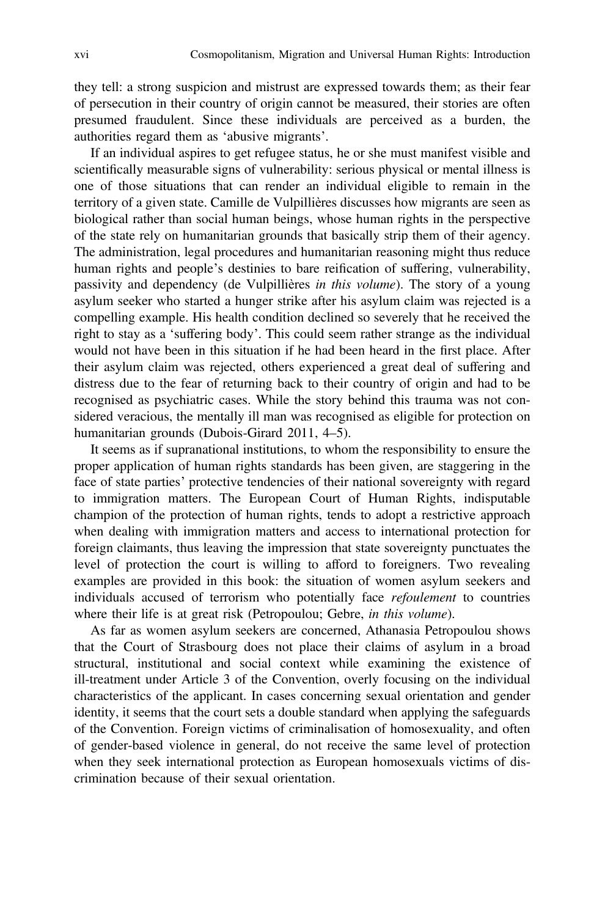they tell: a strong suspicion and mistrust are expressed towards them; as their fear of persecution in their country of origin cannot be measured, their stories are often presumed fraudulent. Since these individuals are perceived as a burden, the authorities regard them as 'abusive migrants'.

If an individual aspires to get refugee status, he or she must manifest visible and scientifically measurable signs of vulnerability: serious physical or mental illness is one of those situations that can render an individual eligible to remain in the territory of a given state. Camille de Vulpillières discusses how migrants are seen as biological rather than social human beings, whose human rights in the perspective of the state rely on humanitarian grounds that basically strip them of their agency. The administration, legal procedures and humanitarian reasoning might thus reduce human rights and people's destinies to bare reification of suffering, vulnerability, passivity and dependency (de Vulpillières *in this volume*). The story of a young asylum seeker who started a hunger strike after his asylum claim was rejected is a compelling example. His health condition declined so severely that he received the right to stay as a 'suffering body'. This could seem rather strange as the individual would not have been in this situation if he had been heard in the first place. After their asylum claim was rejected, others experienced a great deal of suffering and distress due to the fear of returning back to their country of origin and had to be recognised as psychiatric cases. While the story behind this trauma was not considered veracious, the mentally ill man was recognised as eligible for protection on humanitarian grounds (Dubois-Girard 2011, 4–5).

It seems as if supranational institutions, to whom the responsibility to ensure the proper application of human rights standards has been given, are staggering in the face of state parties' protective tendencies of their national sovereignty with regard to immigration matters. The European Court of Human Rights, indisputable champion of the protection of human rights, tends to adopt a restrictive approach when dealing with immigration matters and access to international protection for foreign claimants, thus leaving the impression that state sovereignty punctuates the level of protection the court is willing to afford to foreigners. Two revealing examples are provided in this book: the situation of women asylum seekers and individuals accused of terrorism who potentially face *refoulement* to countries where their life is at great risk (Petropoulou; Gebre, *in this volume*).

As far as women asylum seekers are concerned, Athanasia Petropoulou shows that the Court of Strasbourg does not place their claims of asylum in a broad structural, institutional and social context while examining the existence of ill-treatment under Article 3 of the Convention, overly focusing on the individual characteristics of the applicant. In cases concerning sexual orientation and gender identity, it seems that the court sets a double standard when applying the safeguards of the Convention. Foreign victims of criminalisation of homosexuality, and often of gender-based violence in general, do not receive the same level of protection when they seek international protection as European homosexuals victims of discrimination because of their sexual orientation.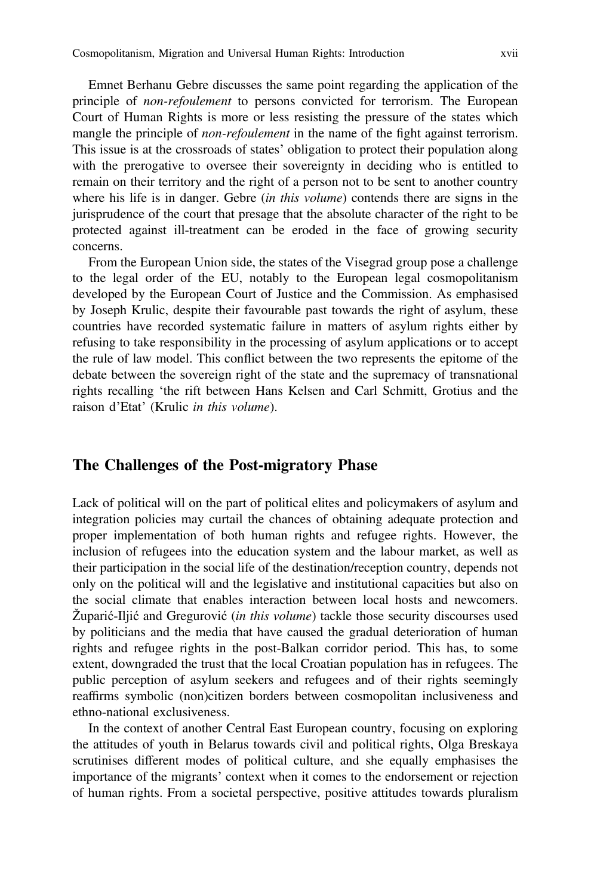Emnet Berhanu Gebre discusses the same point regarding the application of the principle of *non-refoulement* to persons convicted for terrorism. The European Court of Human Rights is more or less resisting the pressure of the states which mangle the principle of *non-refoulement* in the name of the fight against terrorism. This issue is at the crossroads of states' obligation to protect their population along with the prerogative to oversee their sovereignty in deciding who is entitled to remain on their territory and the right of a person not to be sent to another country where his life is in danger. Gebre (*in this volume*) contends there are signs in the jurisprudence of the court that presage that the absolute character of the right to be protected against ill-treatment can be eroded in the face of growing security concerns.

From the European Union side, the states of the Visegrad group pose a challenge to the legal order of the EU, notably to the European legal cosmopolitanism developed by the European Court of Justice and the Commission. As emphasised by Joseph Krulic, despite their favourable past towards the right of asylum, these countries have recorded systematic failure in matters of asylum rights either by refusing to take responsibility in the processing of asylum applications or to accept the rule of law model. This conflict between the two represents the epitome of the debate between the sovereign right of the state and the supremacy of transnational rights recalling 'the rift between Hans Kelsen and Carl Schmitt, Grotius and the raison d'Etat' (Krulic *in this volume*).

## The Challenges of the Post-migratory Phase

Lack of political will on the part of political elites and policymakers of asylum and integration policies may curtail the chances of obtaining adequate protection and proper implementation of both human rights and refugee rights. However, the inclusion of refugees into the education system and the labour market, as well as their participation in the social life of the destination/reception country, depends not only on the political will and the legislative and institutional capacities but also on the social climate that enables interaction between local hosts and newcomers. Župarić-Iljić and Gregurović (*in this volume*) tackle those security discourses used by politicians and the media that have caused the gradual deterioration of human rights and refugee rights in the post-Balkan corridor period. This has, to some extent, downgraded the trust that the local Croatian population has in refugees. The public perception of asylum seekers and refugees and of their rights seemingly reaffirms symbolic (non)citizen borders between cosmopolitan inclusiveness and ethno-national exclusiveness.

In the context of another Central East European country, focusing on exploring the attitudes of youth in Belarus towards civil and political rights, Olga Breskaya scrutinises different modes of political culture, and she equally emphasises the importance of the migrants' context when it comes to the endorsement or rejection of human rights. From a societal perspective, positive attitudes towards pluralism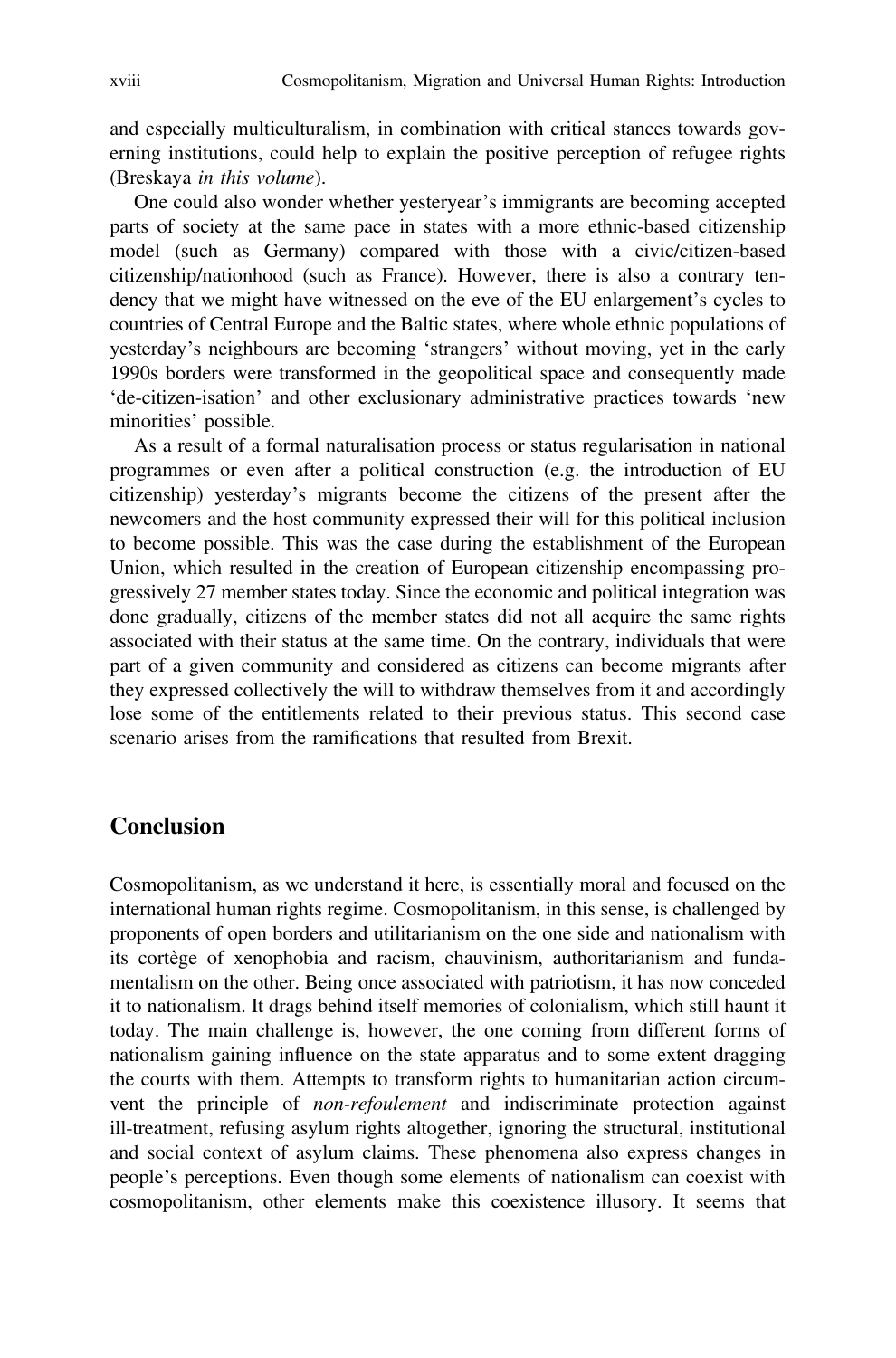and especially multiculturalism, in combination with critical stances towards governing institutions, could help to explain the positive perception of refugee rights (Breskaya *in this volume*).

One could also wonder whether yesteryear's immigrants are becoming accepted parts of society at the same pace in states with a more ethnic-based citizenship model (such as Germany) compared with those with a civic/citizen-based citizenship/nationhood (such as France). However, there is also a contrary tendency that we might have witnessed on the eve of the EU enlargement's cycles to countries of Central Europe and the Baltic states, where whole ethnic populations of yesterday's neighbours are becoming 'strangers' without moving, yet in the early 1990s borders were transformed in the geopolitical space and consequently made 'de-citizen-isation' and other exclusionary administrative practices towards 'new minorities' possible.

As a result of a formal naturalisation process or status regularisation in national programmes or even after a political construction (e.g. the introduction of EU citizenship) yesterday's migrants become the citizens of the present after the newcomers and the host community expressed their will for this political inclusion to become possible. This was the case during the establishment of the European Union, which resulted in the creation of European citizenship encompassing progressively 27 member states today. Since the economic and political integration was done gradually, citizens of the member states did not all acquire the same rights associated with their status at the same time. On the contrary, individuals that were part of a given community and considered as citizens can become migrants after they expressed collectively the will to withdraw themselves from it and accordingly lose some of the entitlements related to their previous status. This second case scenario arises from the ramifications that resulted from Brexit.

## Conclusion

Cosmopolitanism, as we understand it here, is essentially moral and focused on the international human rights regime. Cosmopolitanism, in this sense, is challenged by proponents of open borders and utilitarianism on the one side and nationalism with its cortège of xenophobia and racism, chauvinism, authoritarianism and fundamentalism on the other. Being once associated with patriotism, it has now conceded it to nationalism. It drags behind itself memories of colonialism, which still haunt it today. The main challenge is, however, the one coming from different forms of nationalism gaining influence on the state apparatus and to some extent dragging the courts with them. Attempts to transform rights to humanitarian action circumvent the principle of *non-refoulement* and indiscriminate protection against ill-treatment, refusing asylum rights altogether, ignoring the structural, institutional and social context of asylum claims. These phenomena also express changes in people's perceptions. Even though some elements of nationalism can coexist with cosmopolitanism, other elements make this coexistence illusory. It seems that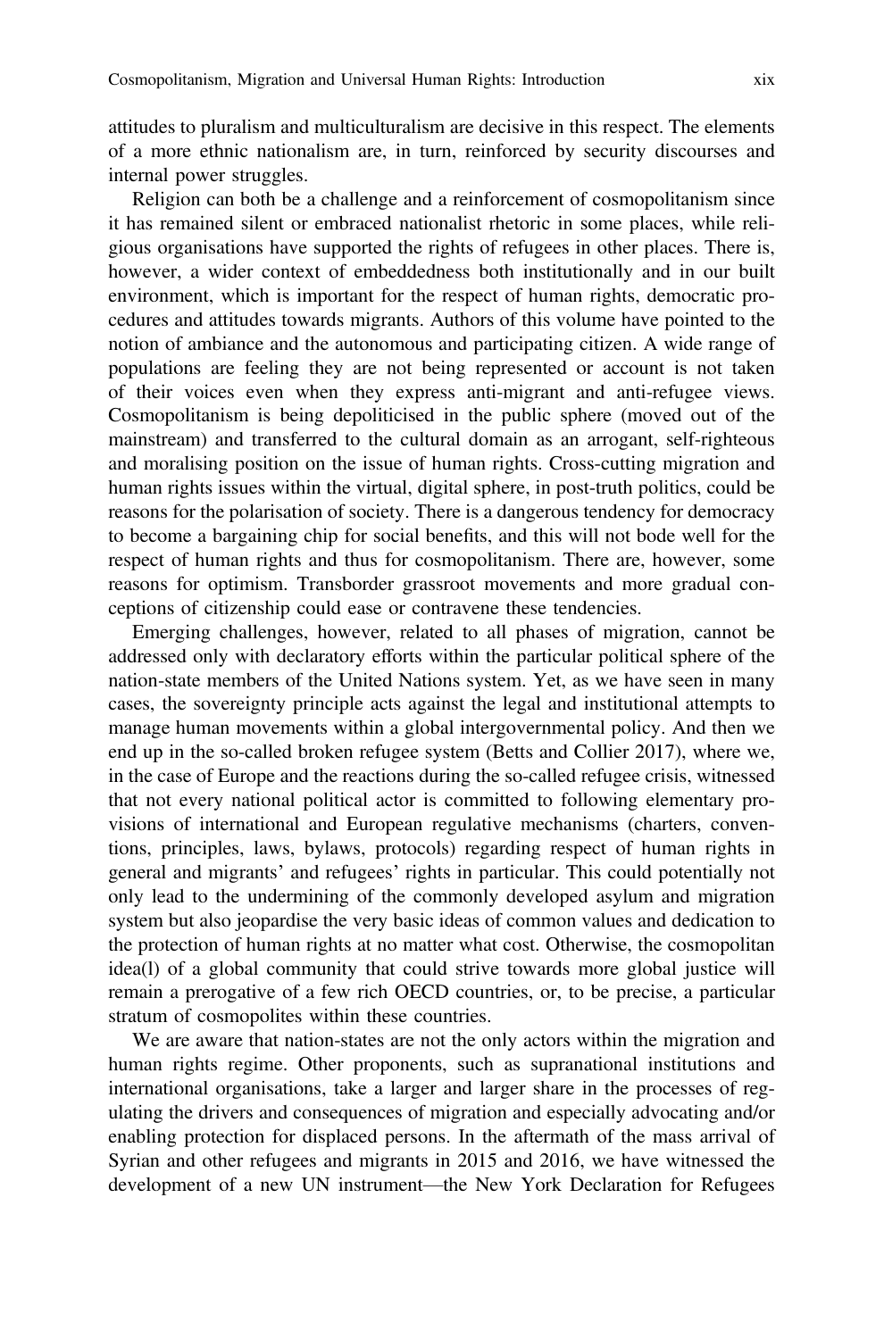attitudes to pluralism and multiculturalism are decisive in this respect. The elements of a more ethnic nationalism are, in turn, reinforced by security discourses and internal power struggles.

Religion can both be a challenge and a reinforcement of cosmopolitanism since it has remained silent or embraced nationalist rhetoric in some places, while religious organisations have supported the rights of refugees in other places. There is, however, a wider context of embeddedness both institutionally and in our built environment, which is important for the respect of human rights, democratic procedures and attitudes towards migrants. Authors of this volume have pointed to the notion of ambiance and the autonomous and participating citizen. A wide range of populations are feeling they are not being represented or account is not taken of their voices even when they express anti-migrant and anti-refugee views. Cosmopolitanism is being depoliticised in the public sphere (moved out of the mainstream) and transferred to the cultural domain as an arrogant, self-righteous and moralising position on the issue of human rights. Cross-cutting migration and human rights issues within the virtual, digital sphere, in post-truth politics, could be reasons for the polarisation of society. There is a dangerous tendency for democracy to become a bargaining chip for social benefits, and this will not bode well for the respect of human rights and thus for cosmopolitanism. There are, however, some reasons for optimism. Transborder grassroot movements and more gradual conceptions of citizenship could ease or contravene these tendencies.

Emerging challenges, however, related to all phases of migration, cannot be addressed only with declaratory efforts within the particular political sphere of the nation-state members of the United Nations system. Yet, as we have seen in many cases, the sovereignty principle acts against the legal and institutional attempts to manage human movements within a global intergovernmental policy. And then we end up in the so-called broken refugee system (Betts and Collier 2017), where we, in the case of Europe and the reactions during the so-called refugee crisis, witnessed that not every national political actor is committed to following elementary provisions of international and European regulative mechanisms (charters, conventions, principles, laws, bylaws, protocols) regarding respect of human rights in general and migrants' and refugees' rights in particular. This could potentially not only lead to the undermining of the commonly developed asylum and migration system but also jeopardise the very basic ideas of common values and dedication to the protection of human rights at no matter what cost. Otherwise, the cosmopolitan idea(l) of a global community that could strive towards more global justice will remain a prerogative of a few rich OECD countries, or, to be precise, a particular stratum of cosmopolites within these countries.

We are aware that nation-states are not the only actors within the migration and human rights regime. Other proponents, such as supranational institutions and international organisations, take a larger and larger share in the processes of regulating the drivers and consequences of migration and especially advocating and/or enabling protection for displaced persons. In the aftermath of the mass arrival of Syrian and other refugees and migrants in 2015 and 2016, we have witnessed the development of a new UN instrument—the New York Declaration for Refugees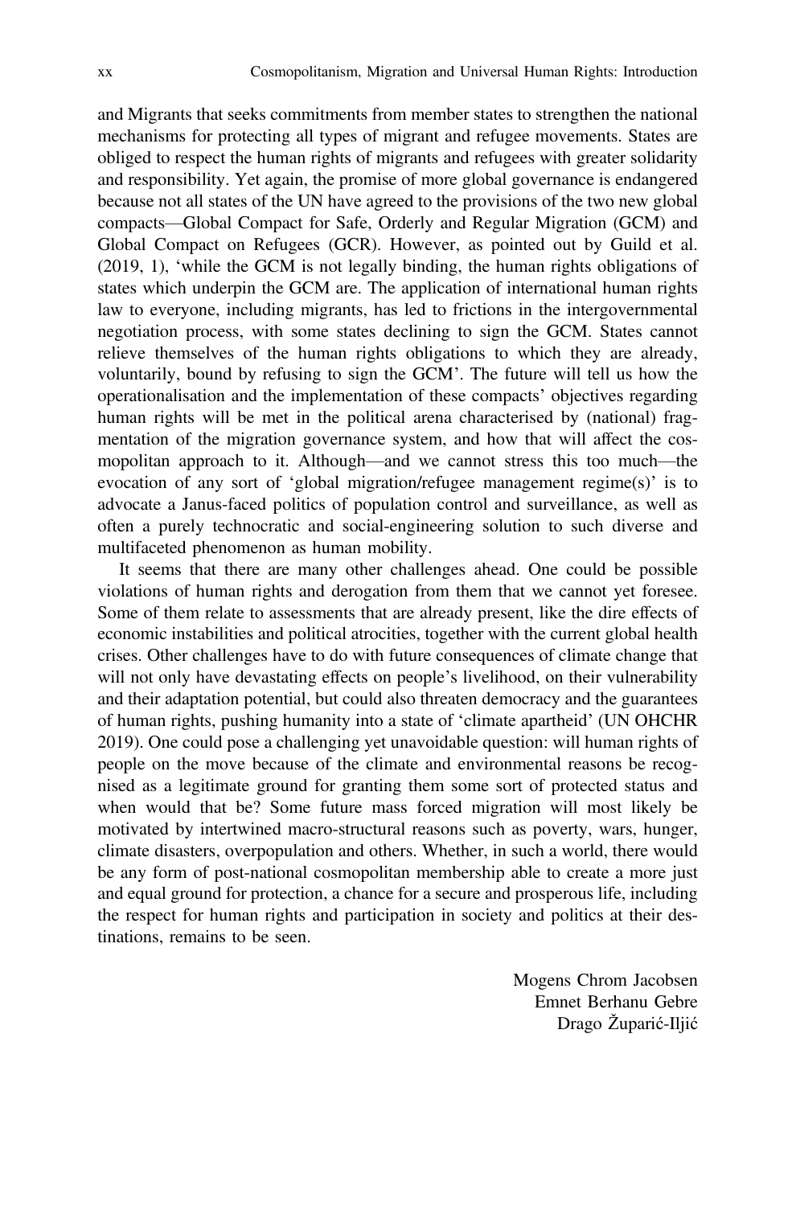and Migrants that seeks commitments from member states to strengthen the national mechanisms for protecting all types of migrant and refugee movements. States are obliged to respect the human rights of migrants and refugees with greater solidarity and responsibility. Yet again, the promise of more global governance is endangered because not all states of the UN have agreed to the provisions of the two new global compacts—Global Compact for Safe, Orderly and Regular Migration (GCM) and Global Compact on Refugees (GCR). However, as pointed out by Guild et al. (2019, 1), 'while the GCM is not legally binding, the human rights obligations of states which underpin the GCM are. The application of international human rights law to everyone, including migrants, has led to frictions in the intergovernmental negotiation process, with some states declining to sign the GCM. States cannot relieve themselves of the human rights obligations to which they are already, voluntarily, bound by refusing to sign the GCM'. The future will tell us how the operationalisation and the implementation of these compacts' objectives regarding human rights will be met in the political arena characterised by (national) fragmentation of the migration governance system, and how that will affect the cosmopolitan approach to it. Although—and we cannot stress this too much—the evocation of any sort of 'global migration/refugee management regime(s)' is to advocate a Janus-faced politics of population control and surveillance, as well as often a purely technocratic and social-engineering solution to such diverse and multifaceted phenomenon as human mobility.

It seems that there are many other challenges ahead. One could be possible violations of human rights and derogation from them that we cannot yet foresee. Some of them relate to assessments that are already present, like the dire effects of economic instabilities and political atrocities, together with the current global health crises. Other challenges have to do with future consequences of climate change that will not only have devastating effects on people's livelihood, on their vulnerability and their adaptation potential, but could also threaten democracy and the guarantees of human rights, pushing humanity into a state of 'climate apartheid' (UN OHCHR 2019). One could pose a challenging yet unavoidable question: will human rights of people on the move because of the climate and environmental reasons be recognised as a legitimate ground for granting them some sort of protected status and when would that be? Some future mass forced migration will most likely be motivated by intertwined macro-structural reasons such as poverty, wars, hunger, climate disasters, overpopulation and others. Whether, in such a world, there would be any form of post-national cosmopolitan membership able to create a more just and equal ground for protection, a chance for a secure and prosperous life, including the respect for human rights and participation in society and politics at their destinations, remains to be seen.

Mogens Chrom Jacobsen
Emnet Berhanu Gebre
Drago Župarić-Iljić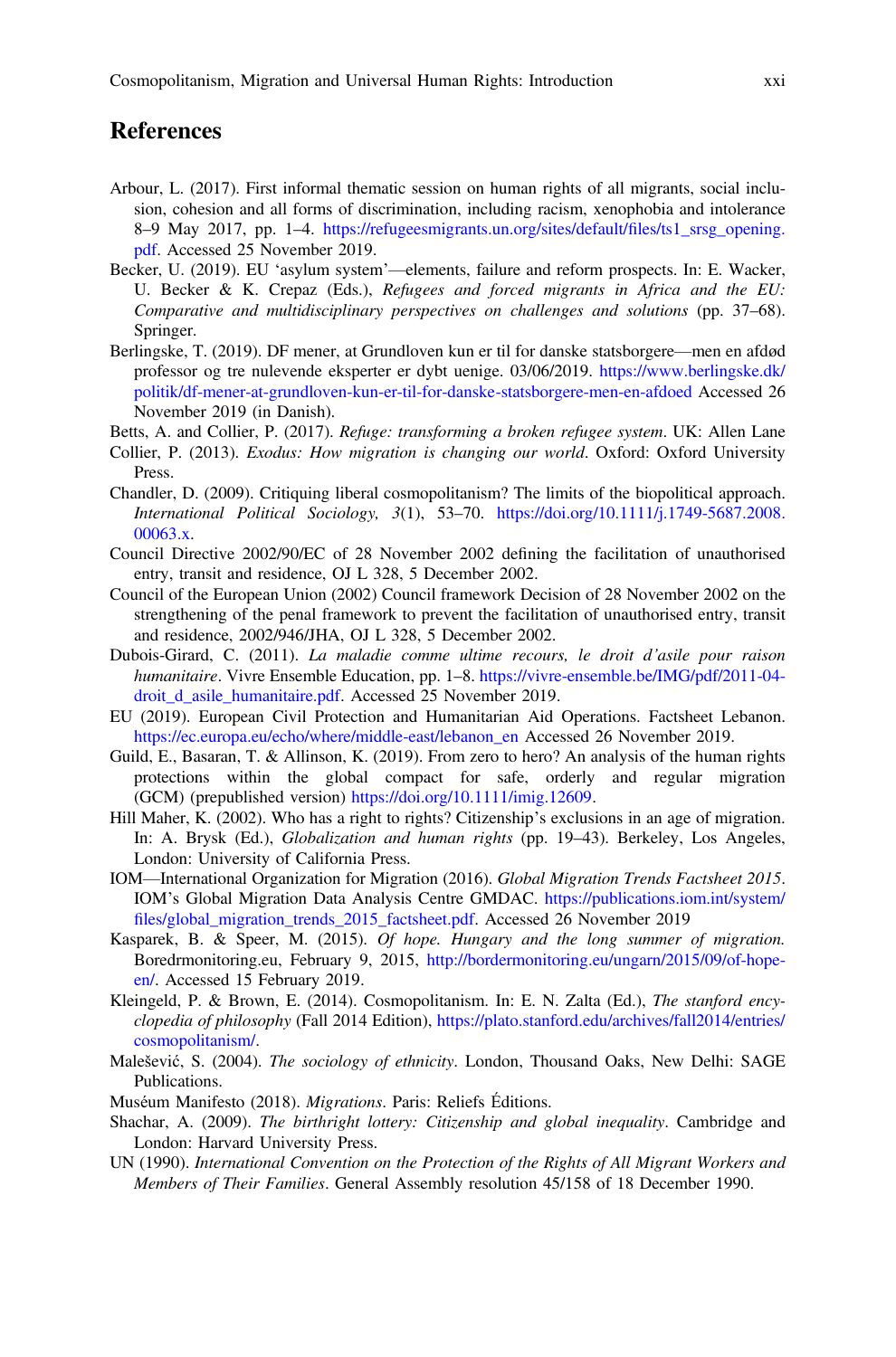## References

Arbour, L. (2017). First informal thematic session on human rights of all migrants, social inclusion, cohesion and all forms of discrimination, including racism, xenophobia and intolerance 8–9 May 2017, pp. 1–4. https://refugeesmigrants.un.org/sites/default/files/ts1_srsg_opening.pdf. Accessed 25 November 2019.

Becker, U. (2019). EU 'asylum system'—elements, failure and reform prospects. In: E. Wacker, U. Becker & K. Crepaz (Eds.), *Refugees and forced migrants in Africa and the EU: Comparative and multidisciplinary perspectives on challenges and solutions* (pp. 37–68). Springer.

Berlingske, T. (2019). DF mener, at Grundloven kun er til for danske statsborgere—men en afdød professor og tre nulevende eksperter er dybt uenige. 03/06/2019. https://www.berlingske.dk/politik/df-mener-at-grundloven-kun-er-til-for-danske-statsborgere-men-en-afdoed Accessed 26 November 2019 (in Danish).

Betts, A. and Collier, P. (2017). *Refuge: transforming a broken refugee system*. UK: Allen Lane

Collier, P. (2013). *Exodus: How migration is changing our world*. Oxford: Oxford University Press.

Chandler, D. (2009). Critiquing liberal cosmopolitanism? The limits of the biopolitical approach. *International Political Sociology, 3*(1), 53–70. https://doi.org/10.1111/j.1749-5687.2008.00063.x.

Council Directive 2002/90/EC of 28 November 2002 defining the facilitation of unauthorised entry, transit and residence, OJ L 328, 5 December 2002.

Council of the European Union (2002) Council framework Decision of 28 November 2002 on the strengthening of the penal framework to prevent the facilitation of unauthorised entry, transit and residence, 2002/946/JHA, OJ L 328, 5 December 2002.

Dubois-Girard, C. (2011). *La maladie comme ultime recours, le droit d'asile pour raison humanitaire*. Vivre Ensemble Education, pp. 1–8. https://vivre-ensemble.be/IMG/pdf/2011-04-droit_d_asile_humanitaire.pdf. Accessed 25 November 2019.

EU (2019). European Civil Protection and Humanitarian Aid Operations. Factsheet Lebanon. https://ec.europa.eu/echo/where/middle-east/lebanon_en Accessed 26 November 2019.

Guild, E., Basaran, T. & Allinson, K. (2019). From zero to hero? An analysis of the human rights protections within the global compact for safe, orderly and regular migration (GCM) (prepublished version) https://doi.org/10.1111/imig.12609.

Hill Maher, K. (2002). Who has a right to rights? Citizenship's exclusions in an age of migration. In: A. Brysk (Ed.), *Globalization and human rights* (pp. 19–43). Berkeley, Los Angeles, London: University of California Press.

IOM—International Organization for Migration (2016). *Global Migration Trends Factsheet 2015*. IOM's Global Migration Data Analysis Centre GMDAC. https://publications.iom.int/system/files/global_migration_trends_2015_factsheet.pdf. Accessed 26 November 2019

Kasparek, B. & Speer, M. (2015). *Of hope. Hungary and the long summer of migration.* Boredrmonitoring.eu, February 9, 2015, http://bordermonitoring.eu/ungarn/2015/09/of-hope-en/. Accessed 15 February 2019.

Kleingeld, P. & Brown, E. (2014). Cosmopolitanism. In: E. N. Zalta (Ed.), *The stanford encyclopedia of philosophy* (Fall 2014 Edition), https://plato.stanford.edu/archives/fall2014/entries/cosmopolitanism/.

Malešević, S. (2004). *The sociology of ethnicity*. London, Thousand Oaks, New Delhi: SAGE Publications.

Muséum Manifesto (2018). *Migrations*. Paris: Reliefs Éditions.

Shachar, A. (2009). *The birthright lottery: Citizenship and global inequality*. Cambridge and London: Harvard University Press.

UN (1990). *International Convention on the Protection of the Rights of All Migrant Workers and Members of Their Families*. General Assembly resolution 45/158 of 18 December 1990.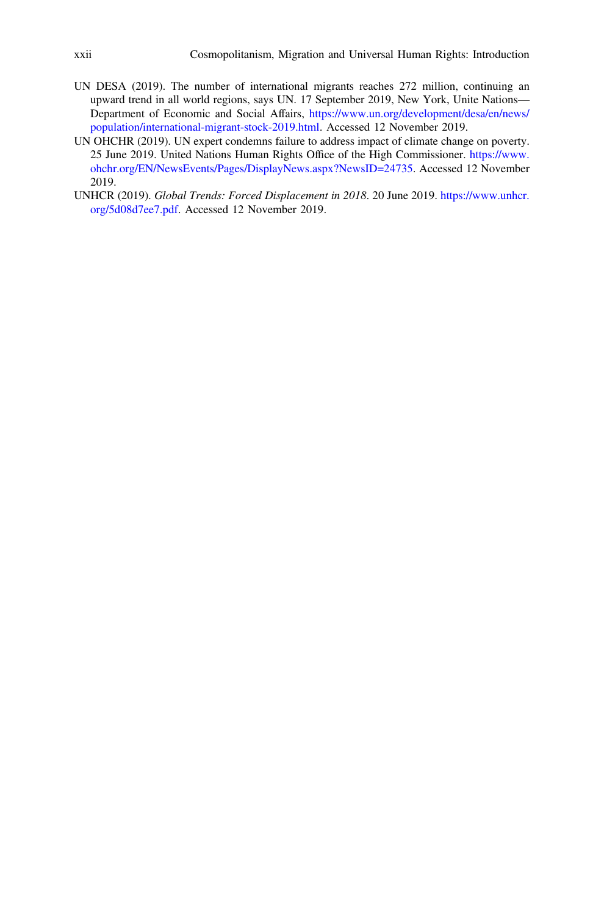UN DESA (2019). The number of international migrants reaches 272 million, continuing an upward trend in all world regions, says UN. 17 September 2019, New York, Unite Nations—Department of Economic and Social Affairs, https://www.un.org/development/desa/en/news/population/international-migrant-stock-2019.html. Accessed 12 November 2019.

UN OHCHR (2019). UN expert condemns failure to address impact of climate change on poverty. 25 June 2019. United Nations Human Rights Office of the High Commissioner. https://www.ohchr.org/EN/NewsEvents/Pages/DisplayNews.aspx?NewsID=24735. Accessed 12 November 2019.

UNHCR (2019). *Global Trends: Forced Displacement in 2018*. 20 June 2019. https://www.unhcr.org/5d08d7ee7.pdf. Accessed 12 November 2019.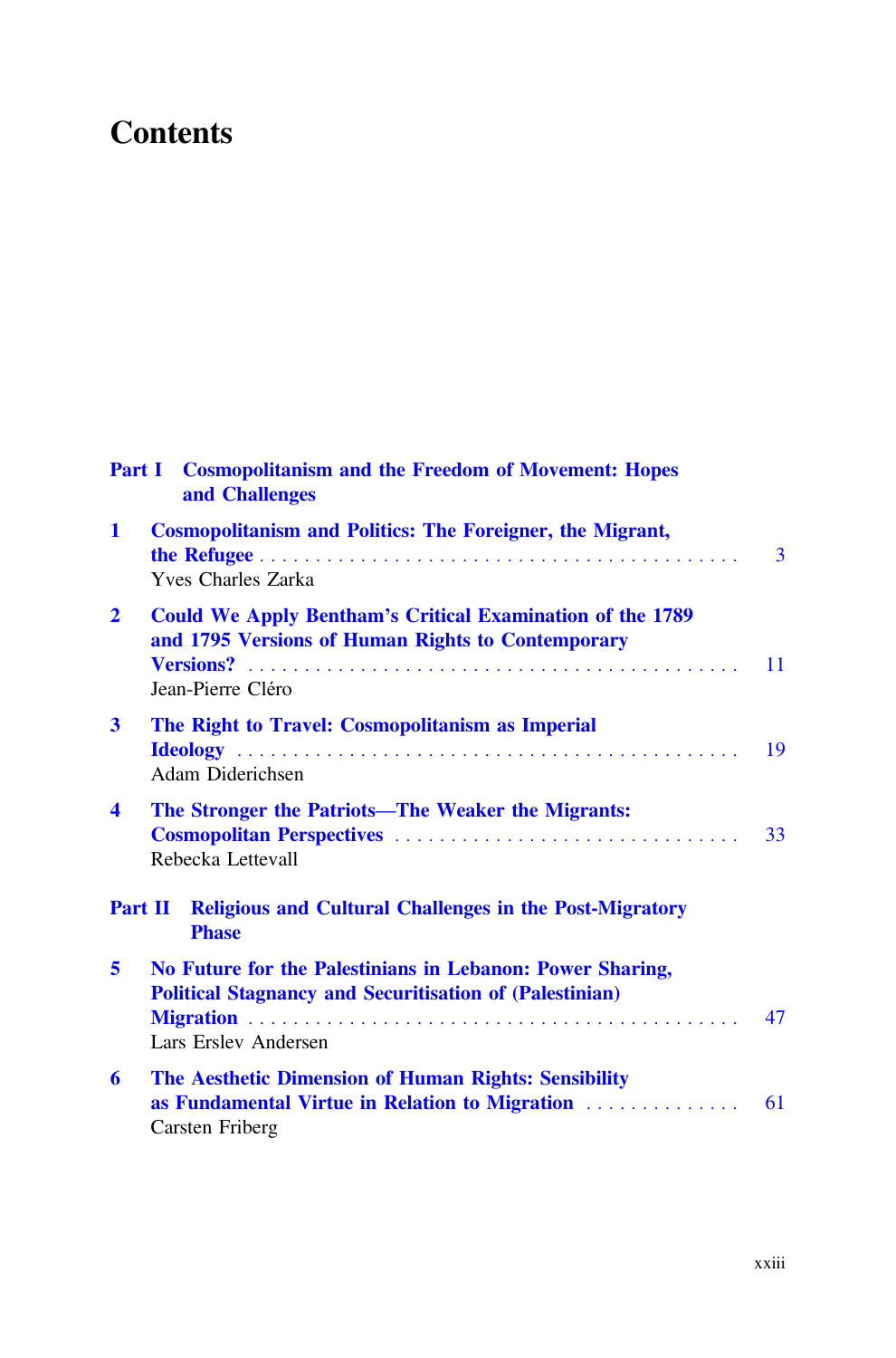# Contents

**Part I Cosmopolitanism and the Freedom of Movement: Hopes and Challenges**

**1 Cosmopolitanism and Politics: The Foreigner, the Migrant, the Refugee** . . . . . 3
Yves Charles Zarka

**2 Could We Apply Bentham's Critical Examination of the 1789 and 1795 Versions of Human Rights to Contemporary Versions?** . . . . . 11
Jean-Pierre Cléro

**3 The Right to Travel: Cosmopolitanism as Imperial Ideology** . . . . . 19
Adam Diderichsen

**4 The Stronger the Patriots—The Weaker the Migrants: Cosmopolitan Perspectives** . . . . . 33
Rebecka Lettevall

**Part II Religious and Cultural Challenges in the Post-Migratory Phase**

**5 No Future for the Palestinians in Lebanon: Power Sharing, Political Stagnancy and Securitisation of (Palestinian) Migration** . . . . . 47
Lars Erslev Andersen

**6 The Aesthetic Dimension of Human Rights: Sensibility as Fundamental Virtue in Relation to Migration** . . . . . 61
Carsten Friberg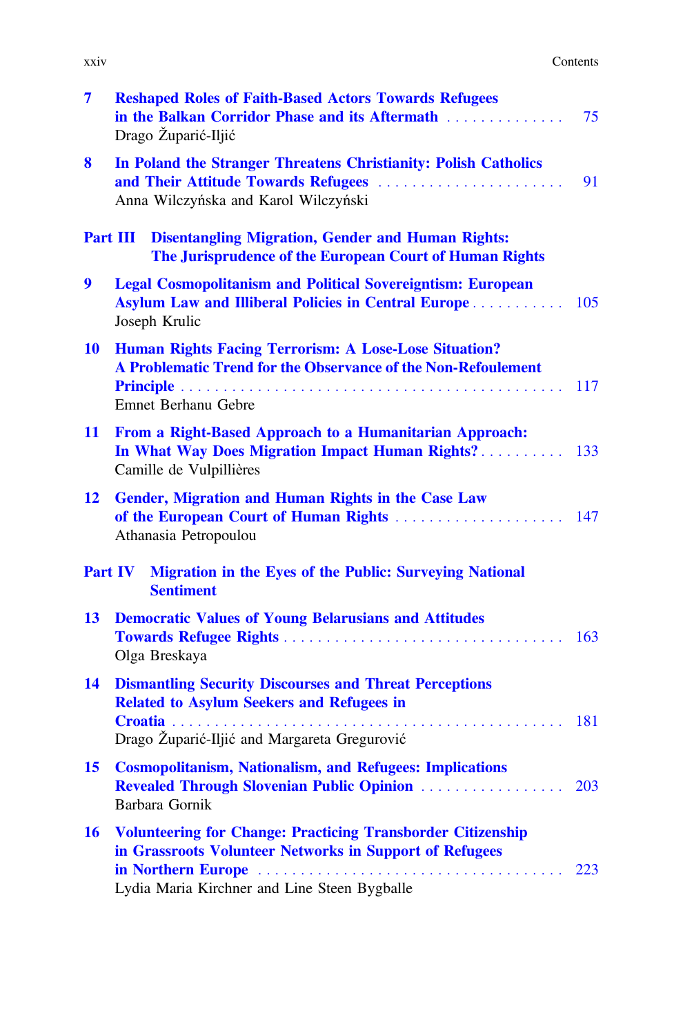**7 Reshaped Roles of Faith-Based Actors Towards Refugees in the Balkan Corridor Phase and its Aftermath** ... 75
Drago Župarić-Iljić

**8 In Poland the Stranger Threatens Christianity: Polish Catholics and Their Attitude Towards Refugees** ... 91
Anna Wilczyńska and Karol Wilczyński

## Part III Disentangling Migration, Gender and Human Rights: The Jurisprudence of the European Court of Human Rights

**9 Legal Cosmopolitanism and Political Sovereigntism: European Asylum Law and Illiberal Policies in Central Europe** ... 105
Joseph Krulic

**10 Human Rights Facing Terrorism: A Lose-Lose Situation? A Problematic Trend for the Observance of the Non-Refoulement Principle** ... 117
Emnet Berhanu Gebre

**11 From a Right-Based Approach to a Humanitarian Approach: In What Way Does Migration Impact Human Rights?** ... 133
Camille de Vulpillières

**12 Gender, Migration and Human Rights in the Case Law of the European Court of Human Rights** ... 147
Athanasia Petropoulou

## Part IV Migration in the Eyes of the Public: Surveying National Sentiment

**13 Democratic Values of Young Belarusians and Attitudes Towards Refugee Rights** ... 163
Olga Breskaya

**14 Dismantling Security Discourses and Threat Perceptions Related to Asylum Seekers and Refugees in Croatia** ... 181
Drago Župarić-Iljić and Margareta Gregurović

**15 Cosmopolitanism, Nationalism, and Refugees: Implications Revealed Through Slovenian Public Opinion** ... 203
Barbara Gornik

**16 Volunteering for Change: Practicing Transborder Citizenship in Grassroots Volunteer Networks in Support of Refugees in Northern Europe** ... 223
Lydia Maria Kirchner and Line Steen Bygballe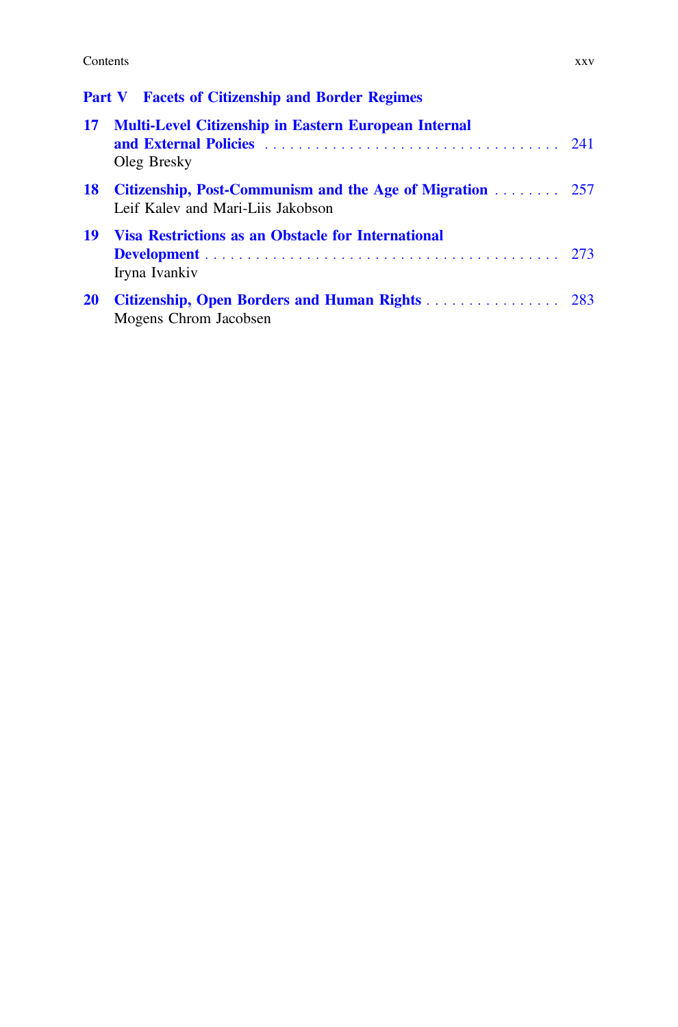## Part V Facets of Citizenship and Border Regimes

**17 Multi-Level Citizenship in Eastern European Internal and External Policies** . . . . . . . . . . . . . . . . . . . . . . . . . . . . . . . . . . . . 241
Oleg Bresky

**18 Citizenship, Post-Communism and the Age of Migration** . . . . . . . . 257
Leif Kalev and Mari-Liis Jakobson

**19 Visa Restrictions as an Obstacle for International Development** . . . . . . . . . . . . . . . . . . . . . . . . . . . . . . . . . . . . . . . . . . 273
Iryna Ivankiv

**20 Citizenship, Open Borders and Human Rights** . . . . . . . . . . . . . . . . 283
Mogens Chrom Jacobsen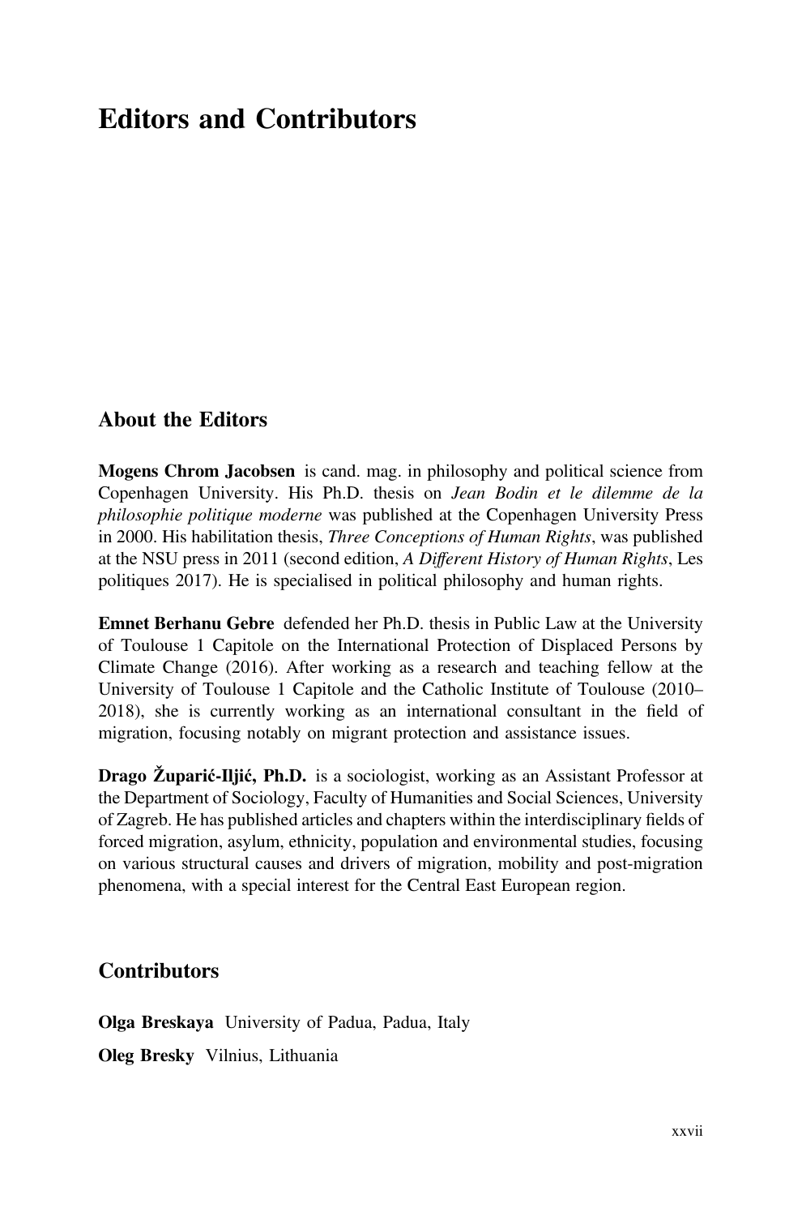# Editors and Contributors

## About the Editors

**Mogens Chrom Jacobsen** is cand. mag. in philosophy and political science from Copenhagen University. His Ph.D. thesis on *Jean Bodin et le dilemme de la philosophie politique moderne* was published at the Copenhagen University Press in 2000. His habilitation thesis, *Three Conceptions of Human Rights*, was published at the NSU press in 2011 (second edition, *A Different History of Human Rights*, Les politiques 2017). He is specialised in political philosophy and human rights.

**Emnet Berhanu Gebre** defended her Ph.D. thesis in Public Law at the University of Toulouse 1 Capitole on the International Protection of Displaced Persons by Climate Change (2016). After working as a research and teaching fellow at the University of Toulouse 1 Capitole and the Catholic Institute of Toulouse (2010–2018), she is currently working as an international consultant in the field of migration, focusing notably on migrant protection and assistance issues.

**Drago Župarić-Iljić, Ph.D.** is a sociologist, working as an Assistant Professor at the Department of Sociology, Faculty of Humanities and Social Sciences, University of Zagreb. He has published articles and chapters within the interdisciplinary fields of forced migration, asylum, ethnicity, population and environmental studies, focusing on various structural causes and drivers of migration, mobility and post-migration phenomena, with a special interest for the Central East European region.

## Contributors

**Olga Breskaya** University of Padua, Padua, Italy

**Oleg Bresky** Vilnius, Lithuania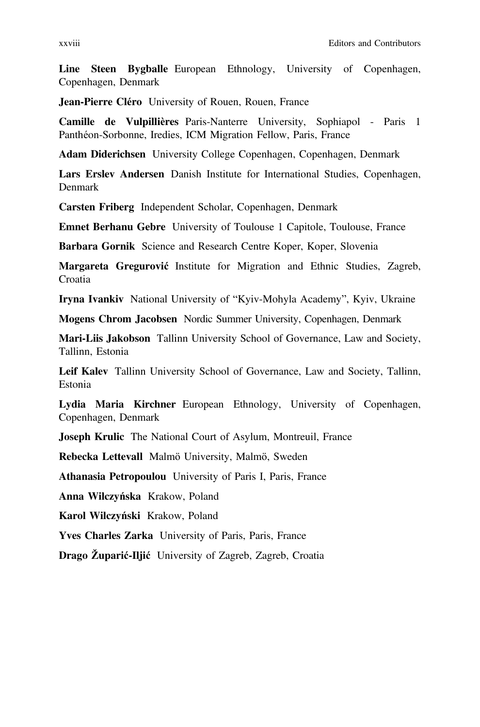**Line Steen Bygballe** European Ethnology, University of Copenhagen, Copenhagen, Denmark

**Jean-Pierre Cléro** University of Rouen, Rouen, France

**Camille de Vulpillières** Paris-Nanterre University, Sophiapol - Paris 1 Panthéon-Sorbonne, Iredies, ICM Migration Fellow, Paris, France

**Adam Diderichsen** University College Copenhagen, Copenhagen, Denmark

**Lars Erslev Andersen** Danish Institute for International Studies, Copenhagen, Denmark

**Carsten Friberg** Independent Scholar, Copenhagen, Denmark

**Emnet Berhanu Gebre** University of Toulouse 1 Capitole, Toulouse, France

**Barbara Gornik** Science and Research Centre Koper, Koper, Slovenia

**Margareta Gregurović** Institute for Migration and Ethnic Studies, Zagreb, Croatia

**Iryna Ivankiv** National University of "Kyiv-Mohyla Academy", Kyiv, Ukraine

**Mogens Chrom Jacobsen** Nordic Summer University, Copenhagen, Denmark

**Mari-Liis Jakobson** Tallinn University School of Governance, Law and Society, Tallinn, Estonia

**Leif Kalev** Tallinn University School of Governance, Law and Society, Tallinn, Estonia

**Lydia Maria Kirchner** European Ethnology, University of Copenhagen, Copenhagen, Denmark

**Joseph Krulic** The National Court of Asylum, Montreuil, France

**Rebecka Lettevall** Malmö University, Malmö, Sweden

**Athanasia Petropoulou** University of Paris I, Paris, France

**Anna Wilczyńska** Krakow, Poland

**Karol Wilczyński** Krakow, Poland

**Yves Charles Zarka** University of Paris, Paris, France

**Drago Župarić-Iljić** University of Zagreb, Zagreb, Croatia